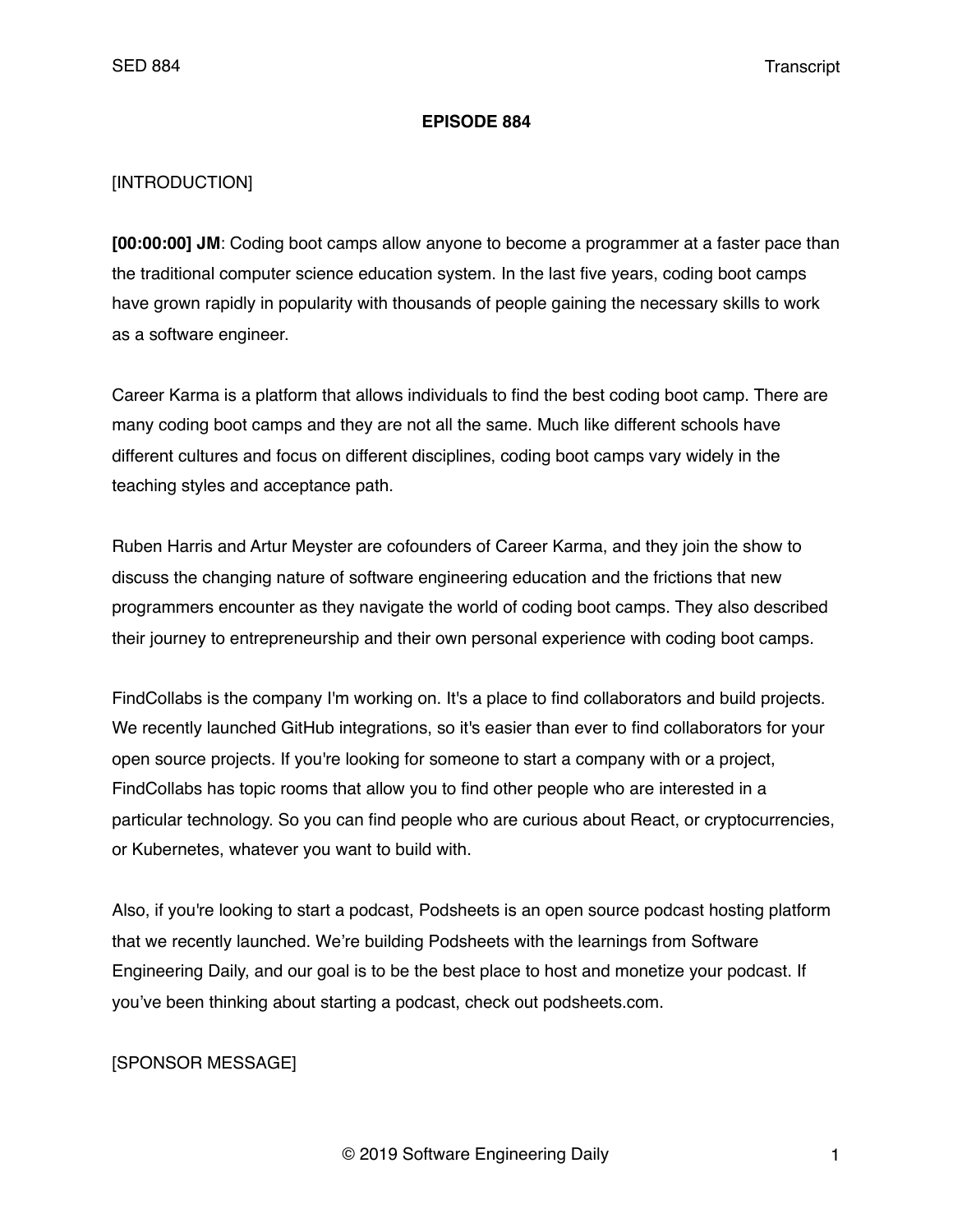# EPISODE 884

[INTRODUCTION]

**[00:00:00] JM**: Coding boot camps allow anyone to become a programmer at a faster pace than the traditional computer science education system. In the last five years, coding boot camps have grown rapidly in popularity with thousands of people gaining the necessary skills to work as a software engineer.

Career Karma is a platform that allows individuals to find the best coding boot camp. There are many coding boot camps and they are not all the same. Much like different schools have different cultures and focus on different disciplines, coding boot camps vary widely in the teaching styles and acceptance path.

Ruben Harris and Artur Meyster are cofounders of Career Karma, and they join the show to discuss the changing nature of software engineering education and the frictions that new programmers encounter as they navigate the world of coding boot camps. They also described their journey to entrepreneurship and their own personal experience with coding boot camps.

FindCollabs is the company I'm working on. It's a place to find collaborators and build projects. We recently launched GitHub integrations, so it's easier than ever to find collaborators for your open source projects. If you're looking for someone to start a company with or a project, FindCollabs has topic rooms that allow you to find other people who are interested in a particular technology. So you can find people who are curious about React, or cryptocurrencies, or Kubernetes, whatever you want to build with.

Also, if you're looking to start a podcast, Podsheets is an open source podcast hosting platform that we recently launched. We're building Podsheets with the learnings from Software Engineering Daily, and our goal is to be the best place to host and monetize your podcast. If you've been thinking about starting a podcast, check out podsheets.com.

[SPONSOR MESSAGE]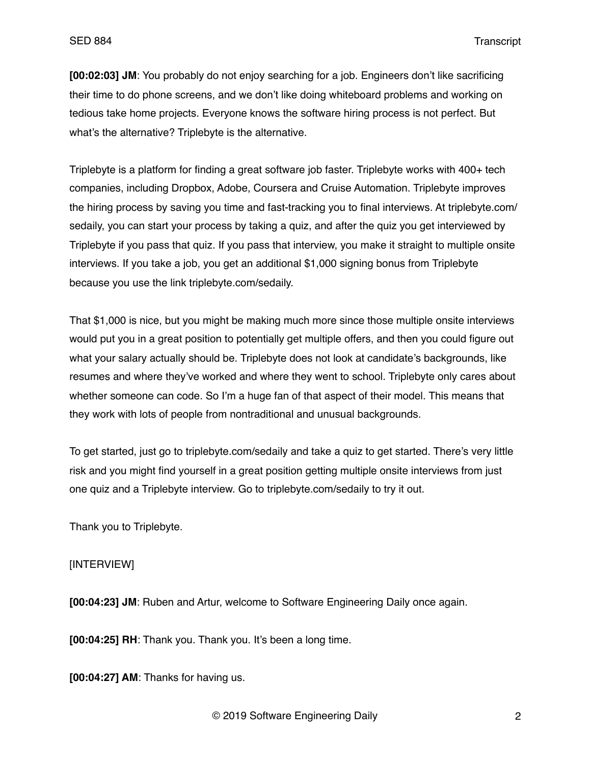**[00:02:03] JM**: You probably do not enjoy searching for a job. Engineers don't like sacrificing their time to do phone screens, and we don't like doing whiteboard problems and working on tedious take home projects. Everyone knows the software hiring process is not perfect. But what's the alternative? Triplebyte is the alternative.

Triplebyte is a platform for finding a great software job faster. Triplebyte works with 400+ tech companies, including Dropbox, Adobe, Coursera and Cruise Automation. Triplebyte improves the hiring process by saving you time and fast-tracking you to final interviews. At triplebyte.com/sedaily, you can start your process by taking a quiz, and after the quiz you get interviewed by Triplebyte if you pass that quiz. If you pass that interview, you make it straight to multiple onsite interviews. If you take a job, you get an additional $1,000 signing bonus from Triplebyte because you use the link triplebyte.com/sedaily.

That $1,000 is nice, but you might be making much more since those multiple onsite interviews would put you in a great position to potentially get multiple offers, and then you could figure out what your salary actually should be. Triplebyte does not look at candidate's backgrounds, like resumes and where they've worked and where they went to school. Triplebyte only cares about whether someone can code. So I'm a huge fan of that aspect of their model. This means that they work with lots of people from nontraditional and unusual backgrounds.

To get started, just go to triplebyte.com/sedaily and take a quiz to get started. There's very little risk and you might find yourself in a great position getting multiple onsite interviews from just one quiz and a Triplebyte interview. Go to triplebyte.com/sedaily to try it out.

Thank you to Triplebyte.

[INTERVIEW]

**[00:04:23] JM**: Ruben and Artur, welcome to Software Engineering Daily once again.

**[00:04:25] RH**: Thank you. Thank you. It's been a long time.

**[00:04:27] AM**: Thanks for having us.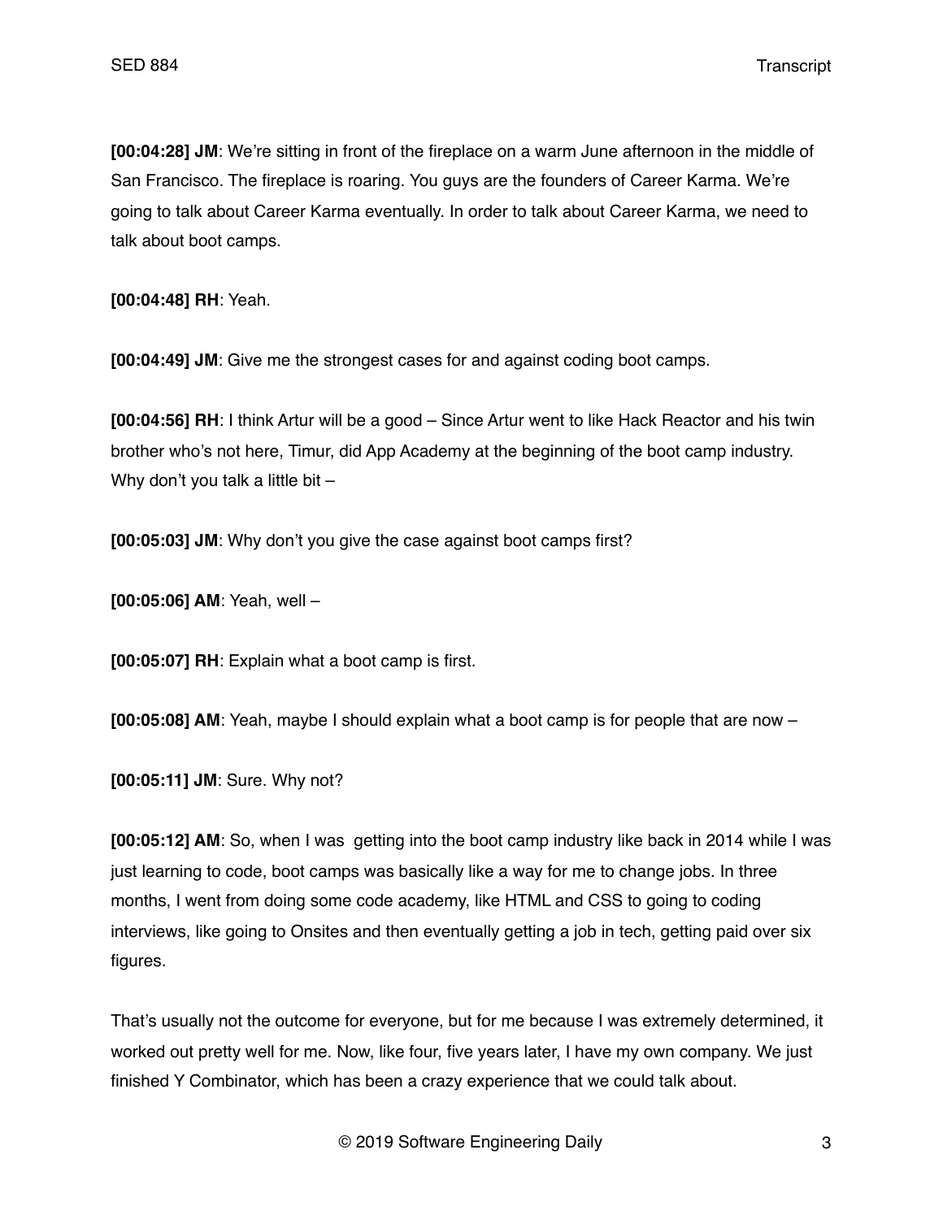**[00:04:28] JM**: We're sitting in front of the fireplace on a warm June afternoon in the middle of San Francisco. The fireplace is roaring. You guys are the founders of Career Karma. We're going to talk about Career Karma eventually. In order to talk about Career Karma, we need to talk about boot camps.

**[00:04:48] RH**: Yeah.

**[00:04:49] JM**: Give me the strongest cases for and against coding boot camps.

**[00:04:56] RH**: I think Artur will be a good – Since Artur went to like Hack Reactor and his twin brother who's not here, Timur, did App Academy at the beginning of the boot camp industry. Why don't you talk a little bit –

**[00:05:03] JM**: Why don't you give the case against boot camps first?

**[00:05:06] AM**: Yeah, well –

**[00:05:07] RH**: Explain what a boot camp is first.

**[00:05:08] AM**: Yeah, maybe I should explain what a boot camp is for people that are now –

**[00:05:11] JM**: Sure. Why not?

**[00:05:12] AM**: So, when I was getting into the boot camp industry like back in 2014 while I was just learning to code, boot camps was basically like a way for me to change jobs. In three months, I went from doing some code academy, like HTML and CSS to going to coding interviews, like going to Onsites and then eventually getting a job in tech, getting paid over six figures.

That's usually not the outcome for everyone, but for me because I was extremely determined, it worked out pretty well for me. Now, like four, five years later, I have my own company. We just finished Y Combinator, which has been a crazy experience that we could talk about.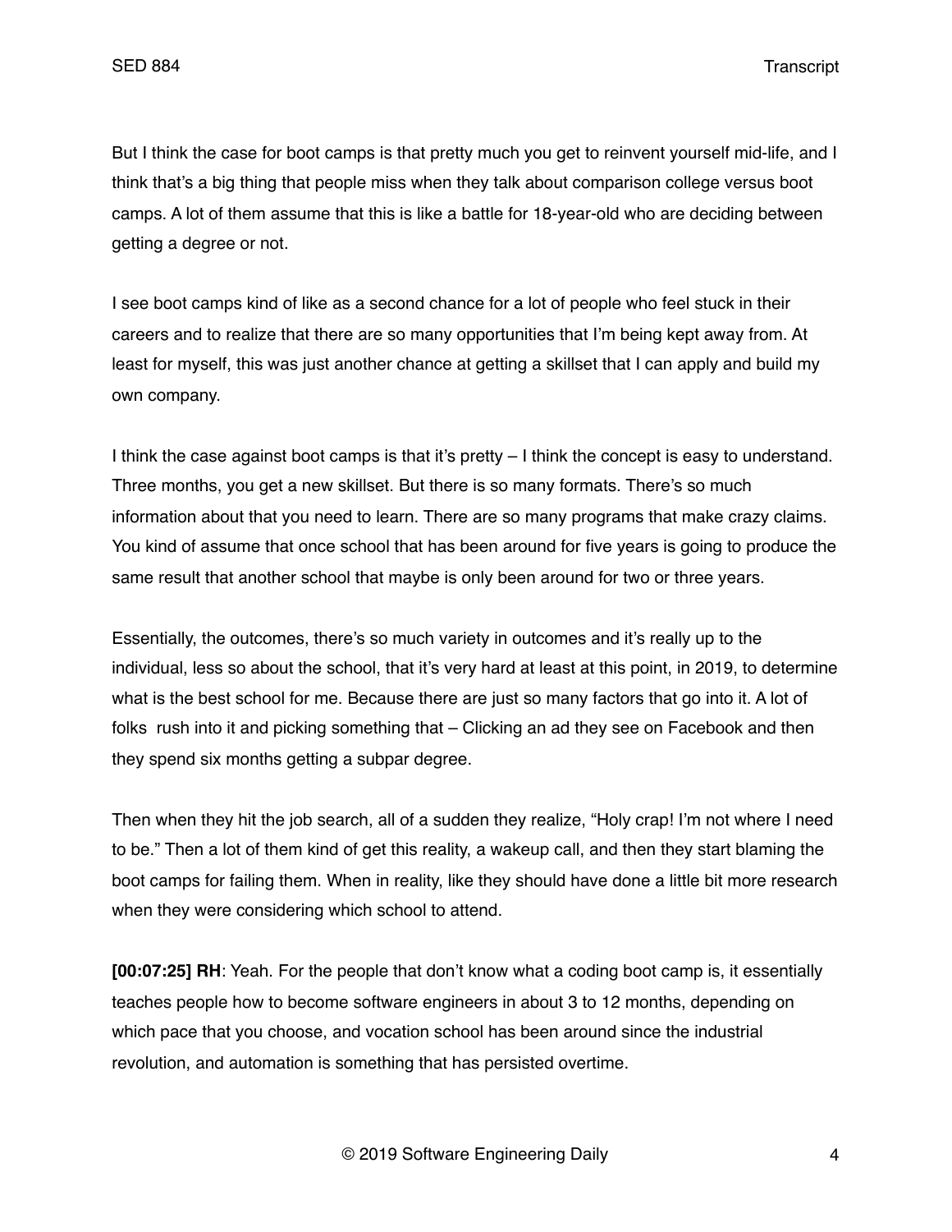But I think the case for boot camps is that pretty much you get to reinvent yourself mid-life, and I think that's a big thing that people miss when they talk about comparison college versus boot camps. A lot of them assume that this is like a battle for 18-year-old who are deciding between getting a degree or not.

I see boot camps kind of like as a second chance for a lot of people who feel stuck in their careers and to realize that there are so many opportunities that I'm being kept away from. At least for myself, this was just another chance at getting a skillset that I can apply and build my own company.

I think the case against boot camps is that it's pretty – I think the concept is easy to understand. Three months, you get a new skillset. But there is so many formats. There's so much information about that you need to learn. There are so many programs that make crazy claims. You kind of assume that once school that has been around for five years is going to produce the same result that another school that maybe is only been around for two or three years.

Essentially, the outcomes, there's so much variety in outcomes and it's really up to the individual, less so about the school, that it's very hard at least at this point, in 2019, to determine what is the best school for me. Because there are just so many factors that go into it. A lot of folks rush into it and picking something that – Clicking an ad they see on Facebook and then they spend six months getting a subpar degree.

Then when they hit the job search, all of a sudden they realize, "Holy crap! I'm not where I need to be." Then a lot of them kind of get this reality, a wakeup call, and then they start blaming the boot camps for failing them. When in reality, like they should have done a little bit more research when they were considering which school to attend.

**[00:07:25] RH**: Yeah. For the people that don't know what a coding boot camp is, it essentially teaches people how to become software engineers in about 3 to 12 months, depending on which pace that you choose, and vocation school has been around since the industrial revolution, and automation is something that has persisted overtime.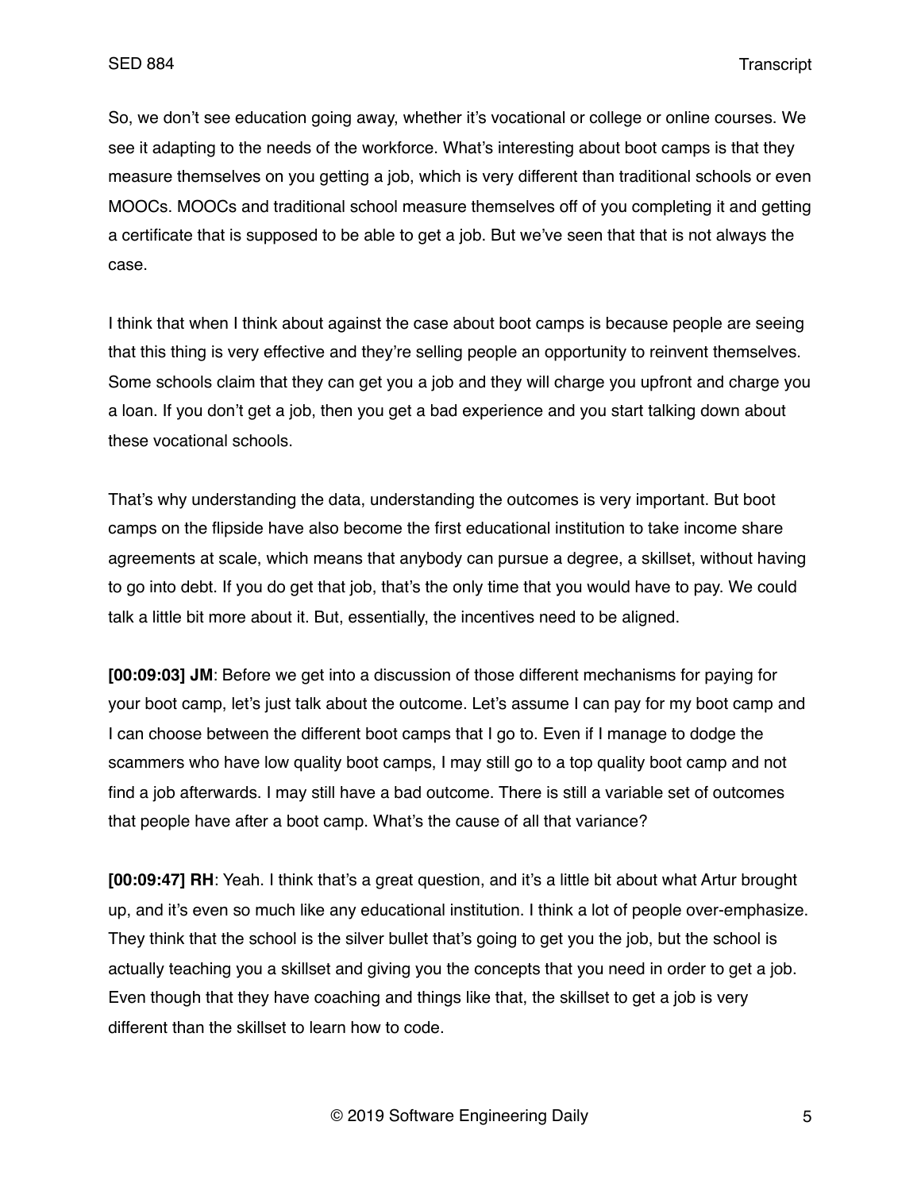So, we don't see education going away, whether it's vocational or college or online courses. We see it adapting to the needs of the workforce. What's interesting about boot camps is that they measure themselves on you getting a job, which is very different than traditional schools or even MOOCs. MOOCs and traditional school measure themselves off of you completing it and getting a certificate that is supposed to be able to get a job. But we've seen that that is not always the case.

I think that when I think about against the case about boot camps is because people are seeing that this thing is very effective and they're selling people an opportunity to reinvent themselves. Some schools claim that they can get you a job and they will charge you upfront and charge you a loan. If you don't get a job, then you get a bad experience and you start talking down about these vocational schools.

That's why understanding the data, understanding the outcomes is very important. But boot camps on the flipside have also become the first educational institution to take income share agreements at scale, which means that anybody can pursue a degree, a skillset, without having to go into debt. If you do get that job, that's the only time that you would have to pay. We could talk a little bit more about it. But, essentially, the incentives need to be aligned.

**[00:09:03] JM**: Before we get into a discussion of those different mechanisms for paying for your boot camp, let's just talk about the outcome. Let's assume I can pay for my boot camp and I can choose between the different boot camps that I go to. Even if I manage to dodge the scammers who have low quality boot camps, I may still go to a top quality boot camp and not find a job afterwards. I may still have a bad outcome. There is still a variable set of outcomes that people have after a boot camp. What's the cause of all that variance?

**[00:09:47] RH**: Yeah. I think that's a great question, and it's a little bit about what Artur brought up, and it's even so much like any educational institution. I think a lot of people over-emphasize. They think that the school is the silver bullet that's going to get you the job, but the school is actually teaching you a skillset and giving you the concepts that you need in order to get a job. Even though that they have coaching and things like that, the skillset to get a job is very different than the skillset to learn how to code.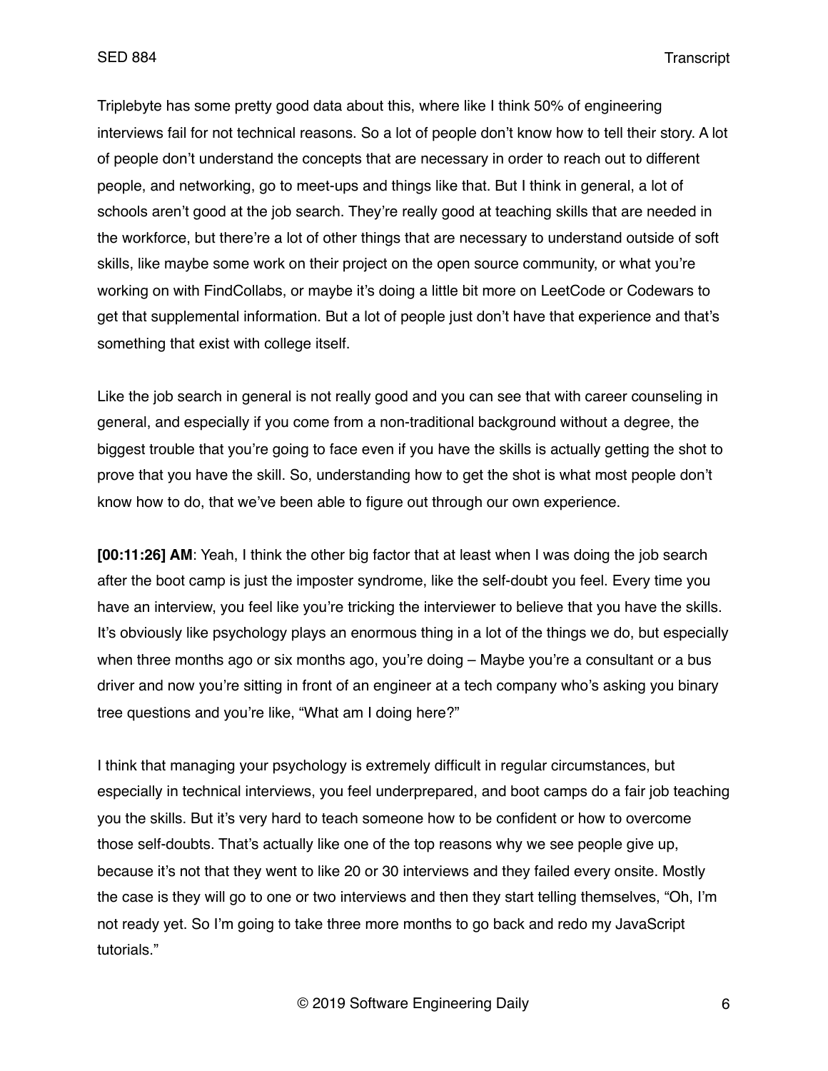Triplebyte has some pretty good data about this, where like I think 50% of engineering interviews fail for not technical reasons. So a lot of people don't know how to tell their story. A lot of people don't understand the concepts that are necessary in order to reach out to different people, and networking, go to meet-ups and things like that. But I think in general, a lot of schools aren't good at the job search. They're really good at teaching skills that are needed in the workforce, but there're a lot of other things that are necessary to understand outside of soft skills, like maybe some work on their project on the open source community, or what you're working on with FindCollabs, or maybe it's doing a little bit more on LeetCode or Codewars to get that supplemental information. But a lot of people just don't have that experience and that's something that exist with college itself.

Like the job search in general is not really good and you can see that with career counseling in general, and especially if you come from a non-traditional background without a degree, the biggest trouble that you're going to face even if you have the skills is actually getting the shot to prove that you have the skill. So, understanding how to get the shot is what most people don't know how to do, that we've been able to figure out through our own experience.

**[00:11:26] AM**: Yeah, I think the other big factor that at least when I was doing the job search after the boot camp is just the imposter syndrome, like the self-doubt you feel. Every time you have an interview, you feel like you're tricking the interviewer to believe that you have the skills. It's obviously like psychology plays an enormous thing in a lot of the things we do, but especially when three months ago or six months ago, you're doing – Maybe you're a consultant or a bus driver and now you're sitting in front of an engineer at a tech company who's asking you binary tree questions and you're like, "What am I doing here?"

I think that managing your psychology is extremely difficult in regular circumstances, but especially in technical interviews, you feel underprepared, and boot camps do a fair job teaching you the skills. But it's very hard to teach someone how to be confident or how to overcome those self-doubts. That's actually like one of the top reasons why we see people give up, because it's not that they went to like 20 or 30 interviews and they failed every onsite. Mostly the case is they will go to one or two interviews and then they start telling themselves, "Oh, I'm not ready yet. So I'm going to take three more months to go back and redo my JavaScript tutorials."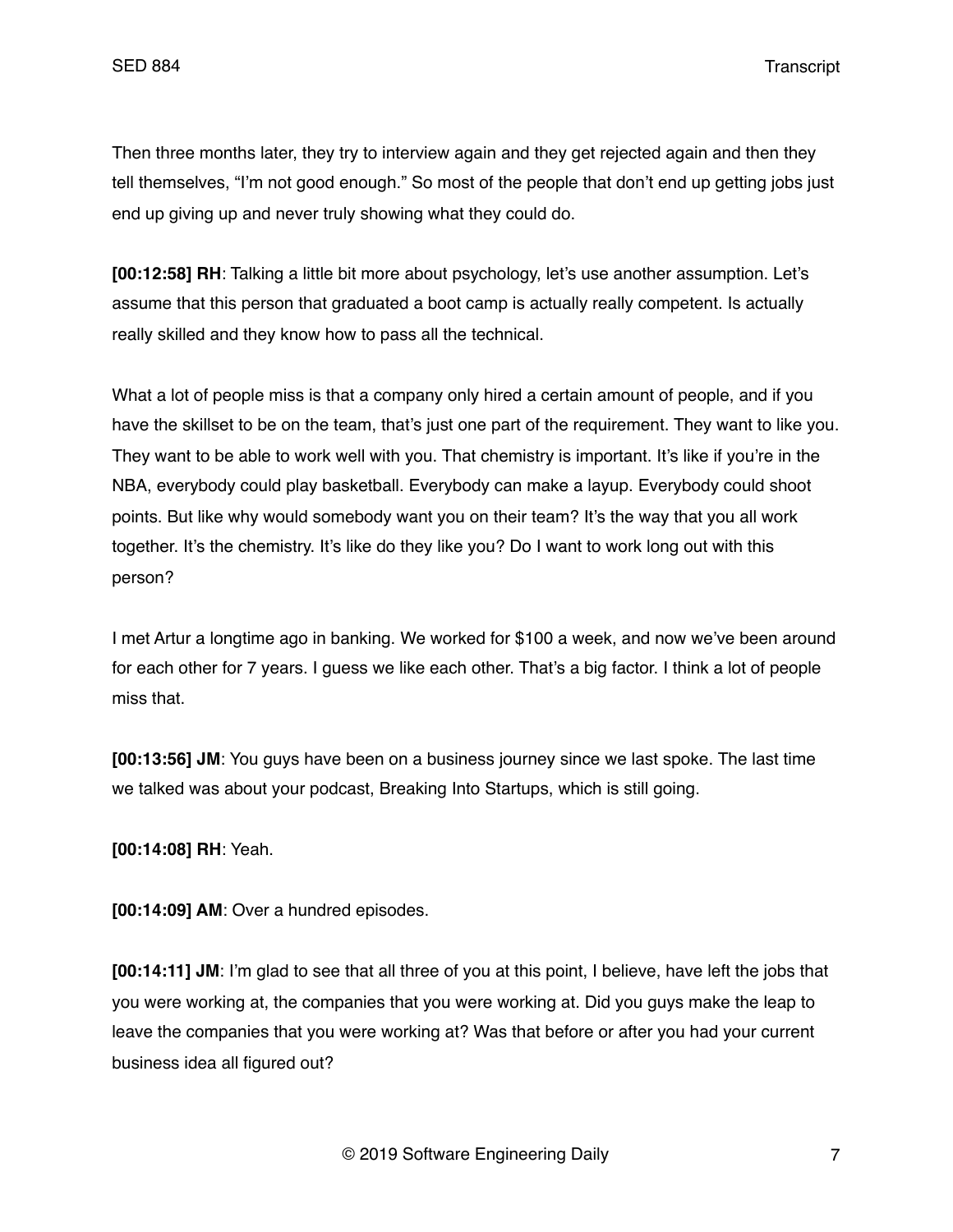Then three months later, they try to interview again and they get rejected again and then they tell themselves, "I'm not good enough." So most of the people that don't end up getting jobs just end up giving up and never truly showing what they could do.

**[00:12:58] RH**: Talking a little bit more about psychology, let's use another assumption. Let's assume that this person that graduated a boot camp is actually really competent. Is actually really skilled and they know how to pass all the technical.

What a lot of people miss is that a company only hired a certain amount of people, and if you have the skillset to be on the team, that's just one part of the requirement. They want to like you. They want to be able to work well with you. That chemistry is important. It's like if you're in the NBA, everybody could play basketball. Everybody can make a layup. Everybody could shoot points. But like why would somebody want you on their team? It's the way that you all work together. It's the chemistry. It's like do they like you? Do I want to work long out with this person?

I met Artur a longtime ago in banking. We worked for $100 a week, and now we've been around for each other for 7 years. I guess we like each other. That's a big factor. I think a lot of people miss that.

**[00:13:56] JM**: You guys have been on a business journey since we last spoke. The last time we talked was about your podcast, Breaking Into Startups, which is still going.

**[00:14:08] RH**: Yeah.

**[00:14:09] AM**: Over a hundred episodes.

**[00:14:11] JM**: I'm glad to see that all three of you at this point, I believe, have left the jobs that you were working at, the companies that you were working at. Did you guys make the leap to leave the companies that you were working at? Was that before or after you had your current business idea all figured out?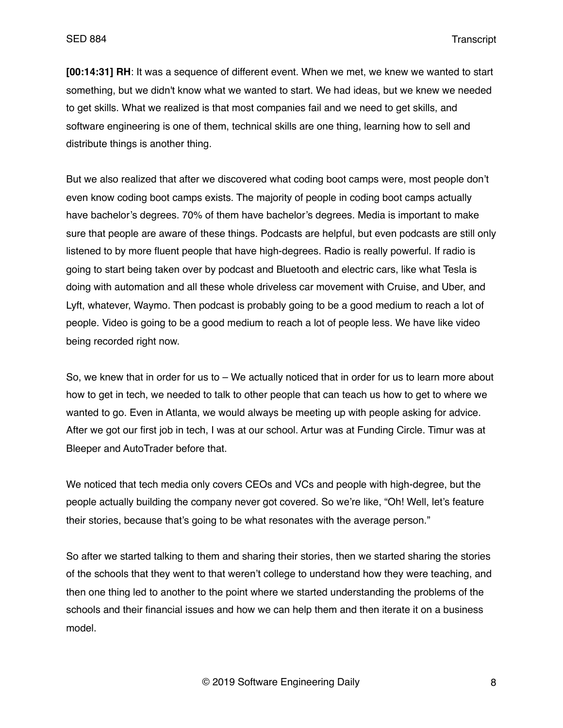**[00:14:31] RH**: It was a sequence of different event. When we met, we knew we wanted to start something, but we didn't know what we wanted to start. We had ideas, but we knew we needed to get skills. What we realized is that most companies fail and we need to get skills, and software engineering is one of them, technical skills are one thing, learning how to sell and distribute things is another thing.

But we also realized that after we discovered what coding boot camps were, most people don't even know coding boot camps exists. The majority of people in coding boot camps actually have bachelor's degrees. 70% of them have bachelor's degrees. Media is important to make sure that people are aware of these things. Podcasts are helpful, but even podcasts are still only listened to by more fluent people that have high-degrees. Radio is really powerful. If radio is going to start being taken over by podcast and Bluetooth and electric cars, like what Tesla is doing with automation and all these whole driveless car movement with Cruise, and Uber, and Lyft, whatever, Waymo. Then podcast is probably going to be a good medium to reach a lot of people. Video is going to be a good medium to reach a lot of people less. We have like video being recorded right now.

So, we knew that in order for us to – We actually noticed that in order for us to learn more about how to get in tech, we needed to talk to other people that can teach us how to get to where we wanted to go. Even in Atlanta, we would always be meeting up with people asking for advice. After we got our first job in tech, I was at our school. Artur was at Funding Circle. Timur was at Bleeper and AutoTrader before that.

We noticed that tech media only covers CEOs and VCs and people with high-degree, but the people actually building the company never got covered. So we're like, "Oh! Well, let's feature their stories, because that's going to be what resonates with the average person."

So after we started talking to them and sharing their stories, then we started sharing the stories of the schools that they went to that weren't college to understand how they were teaching, and then one thing led to another to the point where we started understanding the problems of the schools and their financial issues and how we can help them and then iterate it on a business model.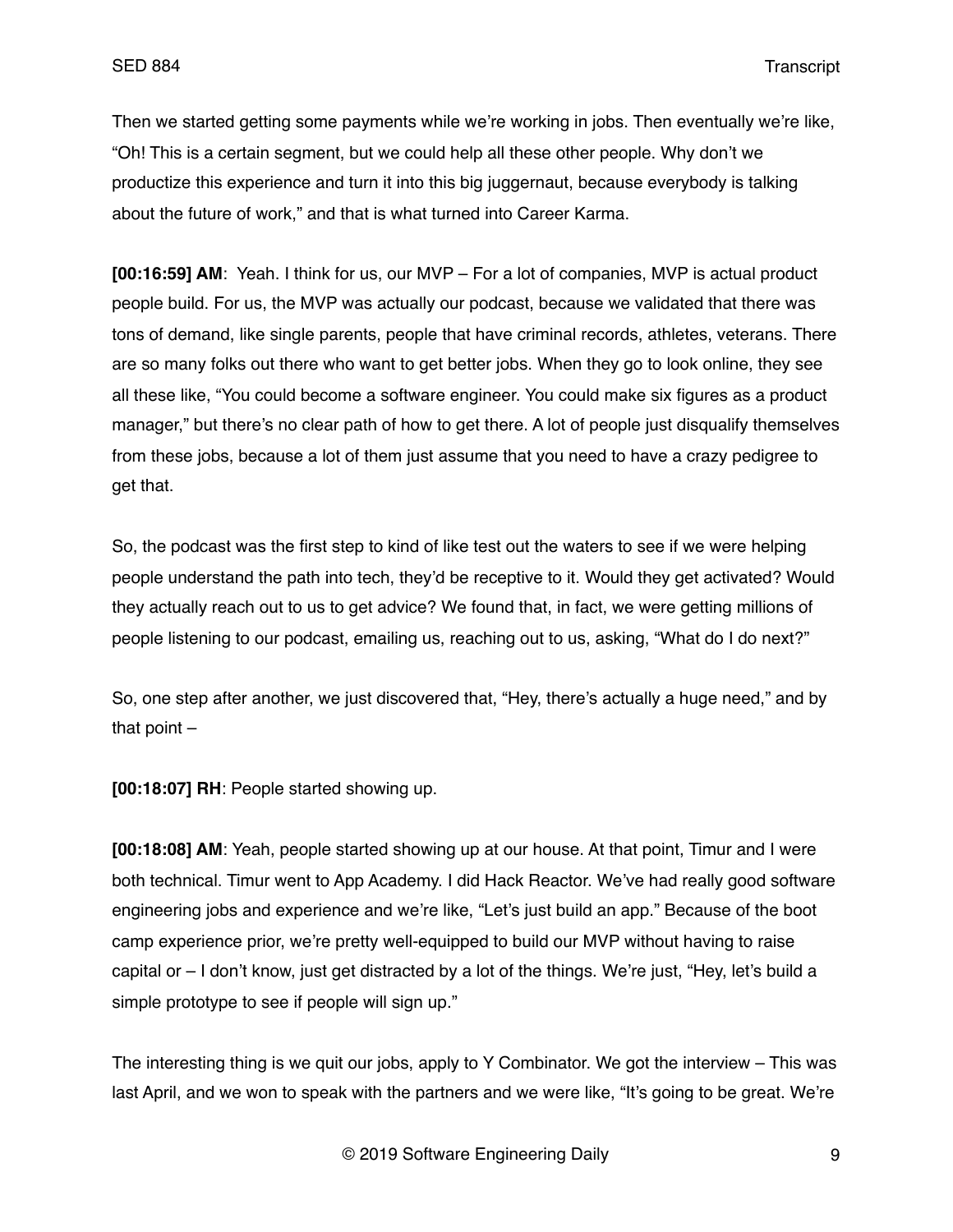Then we started getting some payments while we're working in jobs. Then eventually we're like, "Oh! This is a certain segment, but we could help all these other people. Why don't we productize this experience and turn it into this big juggernaut, because everybody is talking about the future of work," and that is what turned into Career Karma.

**[00:16:59] AM**: Yeah. I think for us, our MVP – For a lot of companies, MVP is actual product people build. For us, the MVP was actually our podcast, because we validated that there was tons of demand, like single parents, people that have criminal records, athletes, veterans. There are so many folks out there who want to get better jobs. When they go to look online, they see all these like, "You could become a software engineer. You could make six figures as a product manager," but there's no clear path of how to get there. A lot of people just disqualify themselves from these jobs, because a lot of them just assume that you need to have a crazy pedigree to get that.

So, the podcast was the first step to kind of like test out the waters to see if we were helping people understand the path into tech, they'd be receptive to it. Would they get activated? Would they actually reach out to us to get advice? We found that, in fact, we were getting millions of people listening to our podcast, emailing us, reaching out to us, asking, "What do I do next?"

So, one step after another, we just discovered that, "Hey, there's actually a huge need," and by that point –

**[00:18:07] RH**: People started showing up.

**[00:18:08] AM**: Yeah, people started showing up at our house. At that point, Timur and I were both technical. Timur went to App Academy. I did Hack Reactor. We've had really good software engineering jobs and experience and we're like, "Let's just build an app." Because of the boot camp experience prior, we're pretty well-equipped to build our MVP without having to raise capital or – I don't know, just get distracted by a lot of the things. We're just, "Hey, let's build a simple prototype to see if people will sign up."

The interesting thing is we quit our jobs, apply to Y Combinator. We got the interview – This was last April, and we won to speak with the partners and we were like, "It's going to be great. We're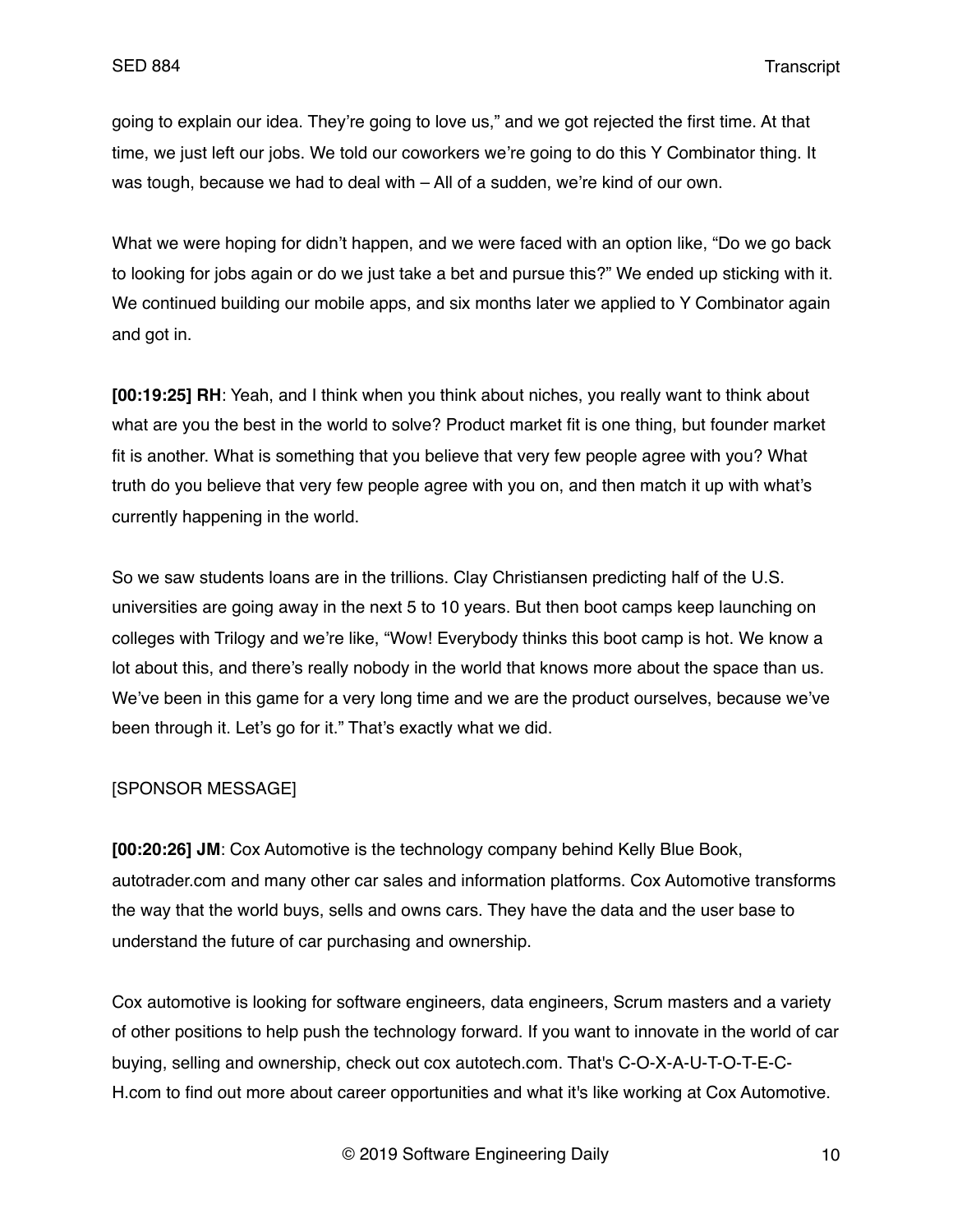going to explain our idea. They're going to love us," and we got rejected the first time. At that time, we just left our jobs. We told our coworkers we're going to do this Y Combinator thing. It was tough, because we had to deal with – All of a sudden, we're kind of our own.

What we were hoping for didn't happen, and we were faced with an option like, "Do we go back to looking for jobs again or do we just take a bet and pursue this?" We ended up sticking with it. We continued building our mobile apps, and six months later we applied to Y Combinator again and got in.

**[00:19:25] RH**: Yeah, and I think when you think about niches, you really want to think about what are you the best in the world to solve? Product market fit is one thing, but founder market fit is another. What is something that you believe that very few people agree with you? What truth do you believe that very few people agree with you on, and then match it up with what's currently happening in the world.

So we saw students loans are in the trillions. Clay Christiansen predicting half of the U.S. universities are going away in the next 5 to 10 years. But then boot camps keep launching on colleges with Trilogy and we're like, "Wow! Everybody thinks this boot camp is hot. We know a lot about this, and there's really nobody in the world that knows more about the space than us. We've been in this game for a very long time and we are the product ourselves, because we've been through it. Let's go for it." That's exactly what we did.

[SPONSOR MESSAGE]

**[00:20:26] JM**: Cox Automotive is the technology company behind Kelly Blue Book, autotrader.com and many other car sales and information platforms. Cox Automotive transforms the way that the world buys, sells and owns cars. They have the data and the user base to understand the future of car purchasing and ownership.

Cox automotive is looking for software engineers, data engineers, Scrum masters and a variety of other positions to help push the technology forward. If you want to innovate in the world of car buying, selling and ownership, check out cox autotech.com. That's C-O-X-A-U-T-O-T-E-C-H.com to find out more about career opportunities and what it's like working at Cox Automotive.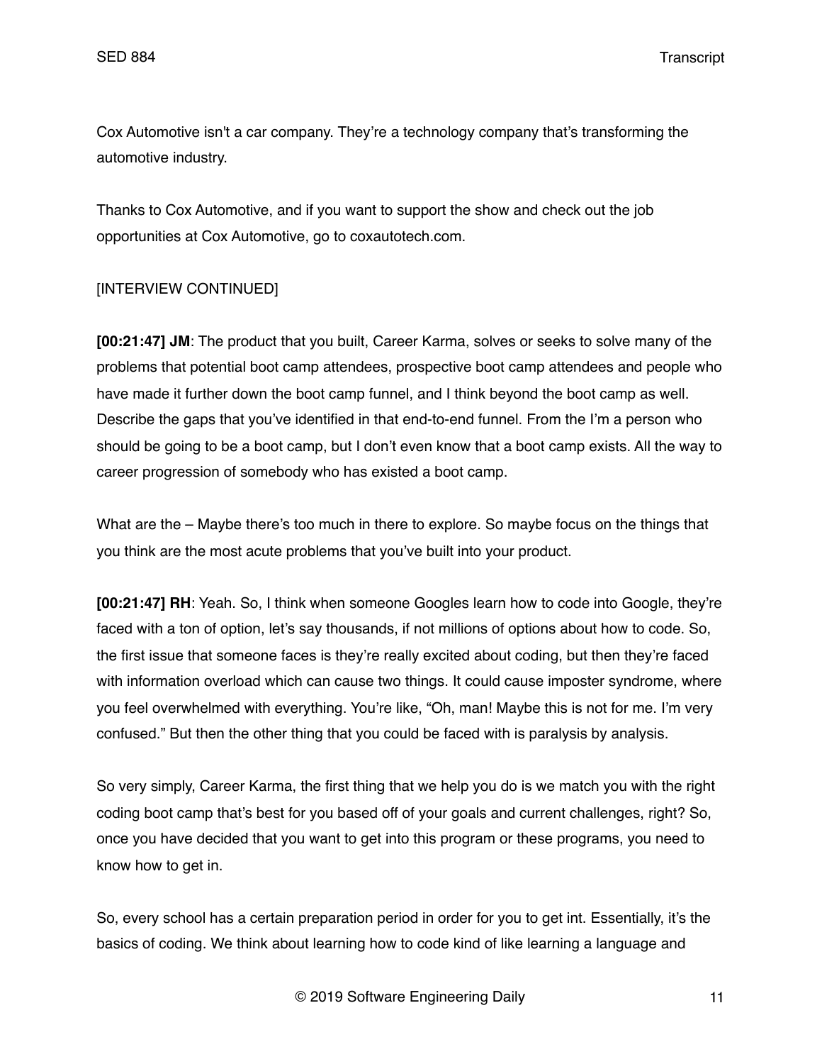Cox Automotive isn't a car company. They're a technology company that's transforming the automotive industry.

Thanks to Cox Automotive, and if you want to support the show and check out the job opportunities at Cox Automotive, go to coxautotech.com.

[INTERVIEW CONTINUED]

**[00:21:47] JM**: The product that you built, Career Karma, solves or seeks to solve many of the problems that potential boot camp attendees, prospective boot camp attendees and people who have made it further down the boot camp funnel, and I think beyond the boot camp as well. Describe the gaps that you've identified in that end-to-end funnel. From the I'm a person who should be going to be a boot camp, but I don't even know that a boot camp exists. All the way to career progression of somebody who has existed a boot camp.

What are the – Maybe there's too much in there to explore. So maybe focus on the things that you think are the most acute problems that you've built into your product.

**[00:21:47] RH**: Yeah. So, I think when someone Googles learn how to code into Google, they're faced with a ton of option, let's say thousands, if not millions of options about how to code. So, the first issue that someone faces is they're really excited about coding, but then they're faced with information overload which can cause two things. It could cause imposter syndrome, where you feel overwhelmed with everything. You're like, "Oh, man! Maybe this is not for me. I'm very confused." But then the other thing that you could be faced with is paralysis by analysis.

So very simply, Career Karma, the first thing that we help you do is we match you with the right coding boot camp that's best for you based off of your goals and current challenges, right? So, once you have decided that you want to get into this program or these programs, you need to know how to get in.

So, every school has a certain preparation period in order for you to get int. Essentially, it's the basics of coding. We think about learning how to code kind of like learning a language and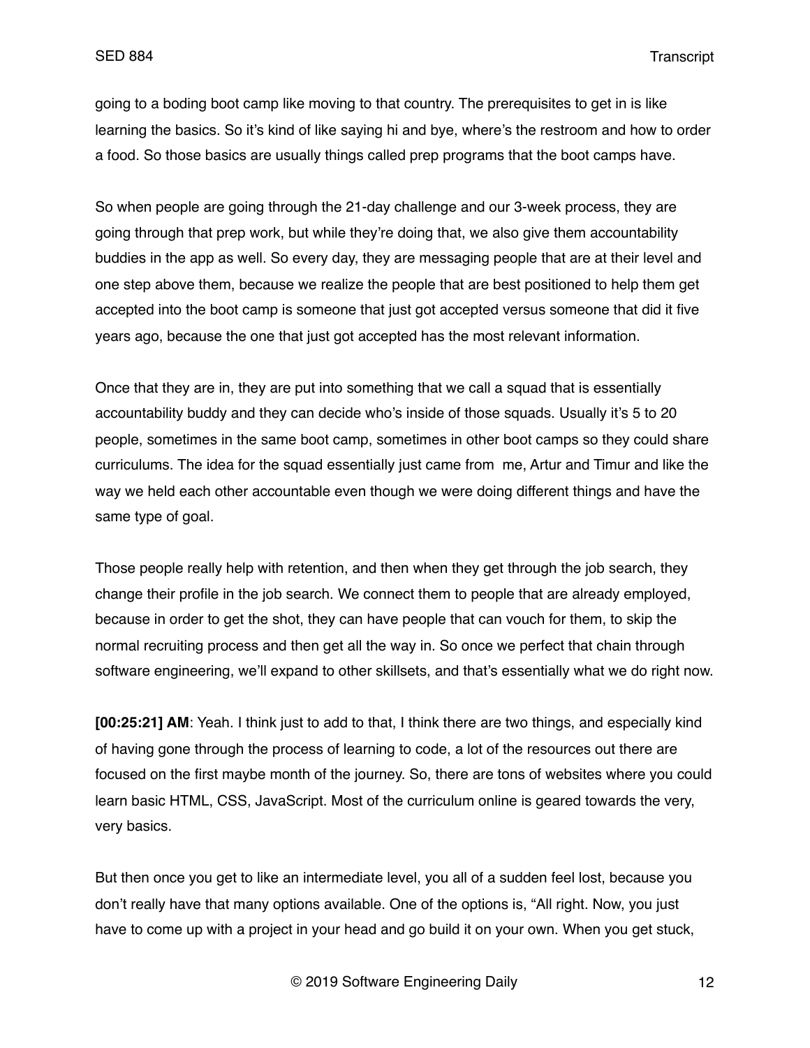going to a boding boot camp like moving to that country. The prerequisites to get in is like learning the basics. So it's kind of like saying hi and bye, where's the restroom and how to order a food. So those basics are usually things called prep programs that the boot camps have.

So when people are going through the 21-day challenge and our 3-week process, they are going through that prep work, but while they're doing that, we also give them accountability buddies in the app as well. So every day, they are messaging people that are at their level and one step above them, because we realize the people that are best positioned to help them get accepted into the boot camp is someone that just got accepted versus someone that did it five years ago, because the one that just got accepted has the most relevant information.

Once that they are in, they are put into something that we call a squad that is essentially accountability buddy and they can decide who's inside of those squads. Usually it's 5 to 20 people, sometimes in the same boot camp, sometimes in other boot camps so they could share curriculums. The idea for the squad essentially just came from me, Artur and Timur and like the way we held each other accountable even though we were doing different things and have the same type of goal.

Those people really help with retention, and then when they get through the job search, they change their profile in the job search. We connect them to people that are already employed, because in order to get the shot, they can have people that can vouch for them, to skip the normal recruiting process and then get all the way in. So once we perfect that chain through software engineering, we'll expand to other skillsets, and that's essentially what we do right now.

**[00:25:21] AM**: Yeah. I think just to add to that, I think there are two things, and especially kind of having gone through the process of learning to code, a lot of the resources out there are focused on the first maybe month of the journey. So, there are tons of websites where you could learn basic HTML, CSS, JavaScript. Most of the curriculum online is geared towards the very, very basics.

But then once you get to like an intermediate level, you all of a sudden feel lost, because you don't really have that many options available. One of the options is, "All right. Now, you just have to come up with a project in your head and go build it on your own. When you get stuck,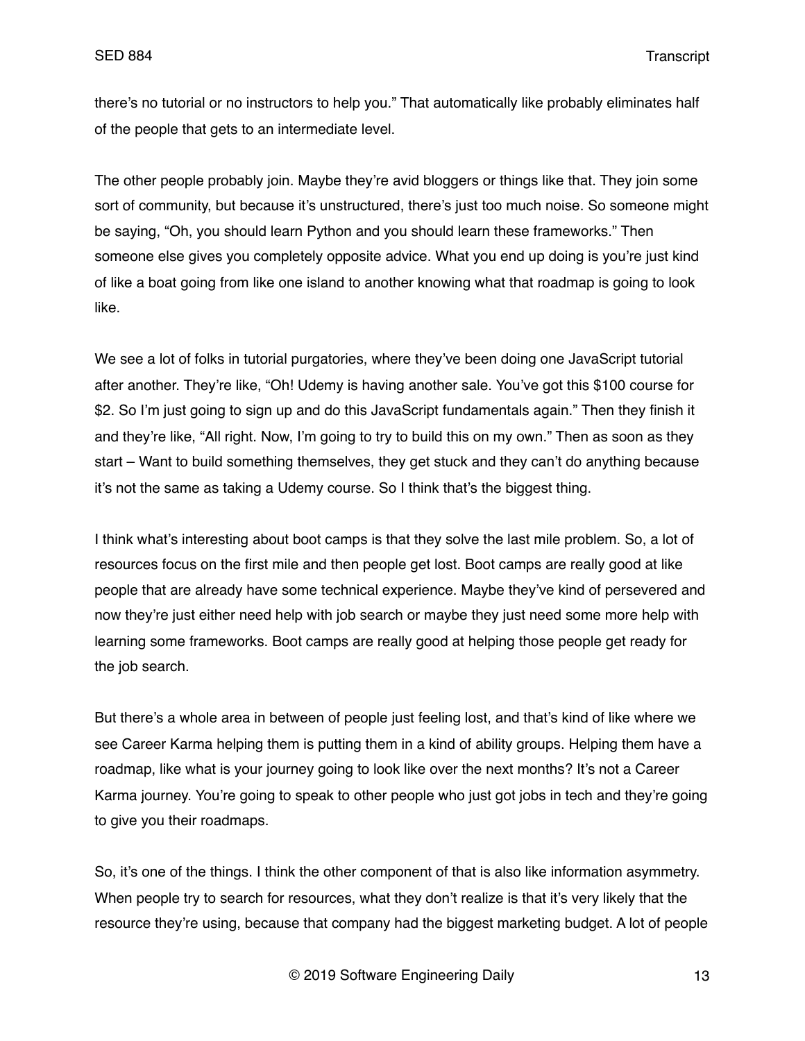there's no tutorial or no instructors to help you." That automatically like probably eliminates half of the people that gets to an intermediate level.

The other people probably join. Maybe they're avid bloggers or things like that. They join some sort of community, but because it's unstructured, there's just too much noise. So someone might be saying, "Oh, you should learn Python and you should learn these frameworks." Then someone else gives you completely opposite advice. What you end up doing is you're just kind of like a boat going from like one island to another knowing what that roadmap is going to look like.

We see a lot of folks in tutorial purgatories, where they've been doing one JavaScript tutorial after another. They're like, "Oh! Udemy is having another sale. You've got this $100 course for $2. So I'm just going to sign up and do this JavaScript fundamentals again." Then they finish it and they're like, "All right. Now, I'm going to try to build this on my own." Then as soon as they start – Want to build something themselves, they get stuck and they can't do anything because it's not the same as taking a Udemy course. So I think that's the biggest thing.

I think what's interesting about boot camps is that they solve the last mile problem. So, a lot of resources focus on the first mile and then people get lost. Boot camps are really good at like people that are already have some technical experience. Maybe they've kind of persevered and now they're just either need help with job search or maybe they just need some more help with learning some frameworks. Boot camps are really good at helping those people get ready for the job search.

But there's a whole area in between of people just feeling lost, and that's kind of like where we see Career Karma helping them is putting them in a kind of ability groups. Helping them have a roadmap, like what is your journey going to look like over the next months? It's not a Career Karma journey. You're going to speak to other people who just got jobs in tech and they're going to give you their roadmaps.

So, it's one of the things. I think the other component of that is also like information asymmetry. When people try to search for resources, what they don't realize is that it's very likely that the resource they're using, because that company had the biggest marketing budget. A lot of people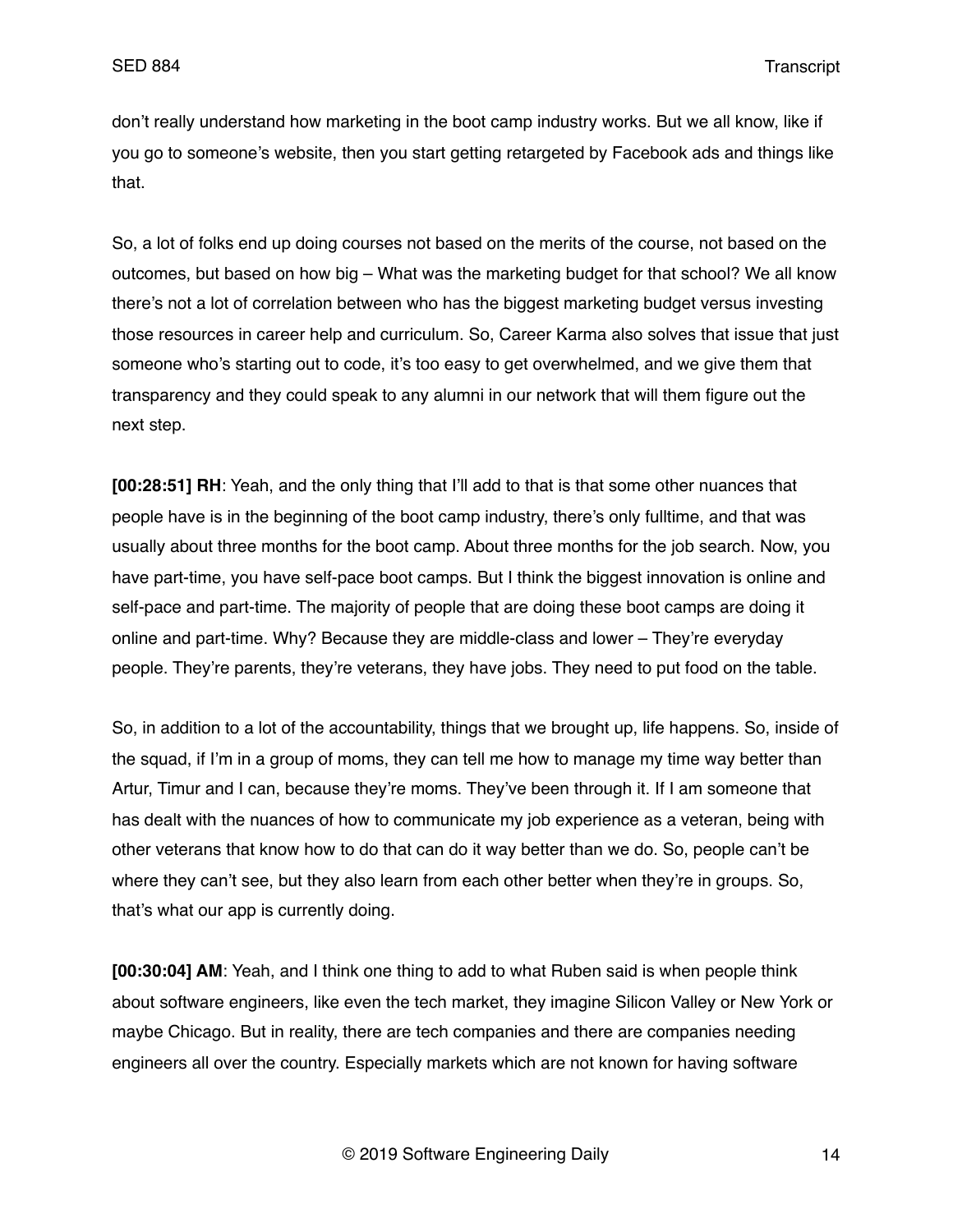don't really understand how marketing in the boot camp industry works. But we all know, like if you go to someone's website, then you start getting retargeted by Facebook ads and things like that.

So, a lot of folks end up doing courses not based on the merits of the course, not based on the outcomes, but based on how big – What was the marketing budget for that school? We all know there's not a lot of correlation between who has the biggest marketing budget versus investing those resources in career help and curriculum. So, Career Karma also solves that issue that just someone who's starting out to code, it's too easy to get overwhelmed, and we give them that transparency and they could speak to any alumni in our network that will them figure out the next step.

**[00:28:51] RH**: Yeah, and the only thing that I'll add to that is that some other nuances that people have is in the beginning of the boot camp industry, there's only fulltime, and that was usually about three months for the boot camp. About three months for the job search. Now, you have part-time, you have self-pace boot camps. But I think the biggest innovation is online and self-pace and part-time. The majority of people that are doing these boot camps are doing it online and part-time. Why? Because they are middle-class and lower – They're everyday people. They're parents, they're veterans, they have jobs. They need to put food on the table.

So, in addition to a lot of the accountability, things that we brought up, life happens. So, inside of the squad, if I'm in a group of moms, they can tell me how to manage my time way better than Artur, Timur and I can, because they're moms. They've been through it. If I am someone that has dealt with the nuances of how to communicate my job experience as a veteran, being with other veterans that know how to do that can do it way better than we do. So, people can't be where they can't see, but they also learn from each other better when they're in groups. So, that's what our app is currently doing.

**[00:30:04] AM**: Yeah, and I think one thing to add to what Ruben said is when people think about software engineers, like even the tech market, they imagine Silicon Valley or New York or maybe Chicago. But in reality, there are tech companies and there are companies needing engineers all over the country. Especially markets which are not known for having software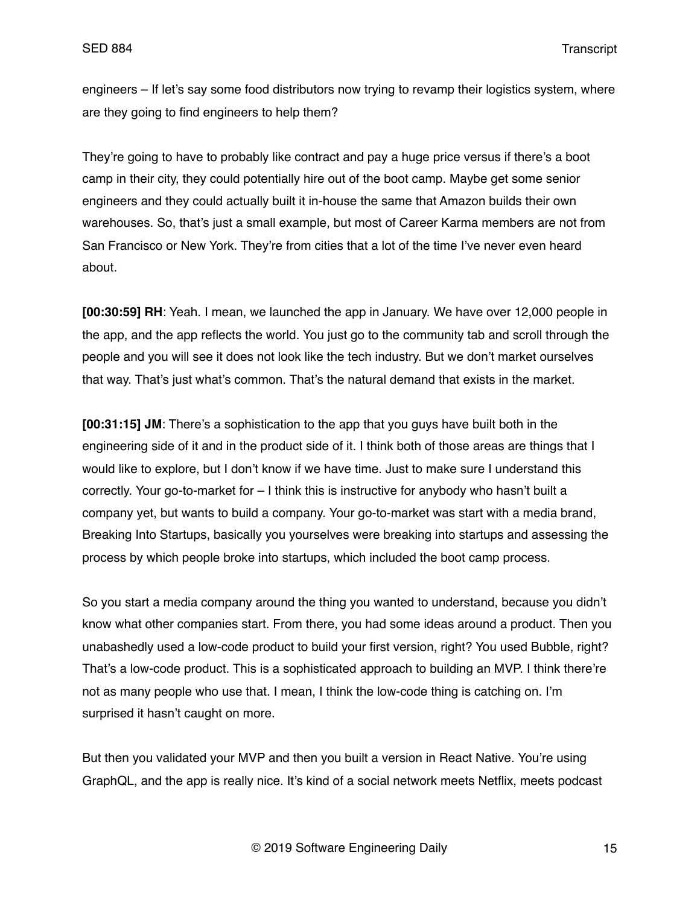engineers – If let's say some food distributors now trying to revamp their logistics system, where are they going to find engineers to help them?

They're going to have to probably like contract and pay a huge price versus if there's a boot camp in their city, they could potentially hire out of the boot camp. Maybe get some senior engineers and they could actually built it in-house the same that Amazon builds their own warehouses. So, that's just a small example, but most of Career Karma members are not from San Francisco or New York. They're from cities that a lot of the time I've never even heard about.

**[00:30:59] RH**: Yeah. I mean, we launched the app in January. We have over 12,000 people in the app, and the app reflects the world. You just go to the community tab and scroll through the people and you will see it does not look like the tech industry. But we don't market ourselves that way. That's just what's common. That's the natural demand that exists in the market.

**[00:31:15] JM**: There's a sophistication to the app that you guys have built both in the engineering side of it and in the product side of it. I think both of those areas are things that I would like to explore, but I don't know if we have time. Just to make sure I understand this correctly. Your go-to-market for – I think this is instructive for anybody who hasn't built a company yet, but wants to build a company. Your go-to-market was start with a media brand, Breaking Into Startups, basically you yourselves were breaking into startups and assessing the process by which people broke into startups, which included the boot camp process.

So you start a media company around the thing you wanted to understand, because you didn't know what other companies start. From there, you had some ideas around a product. Then you unabashedly used a low-code product to build your first version, right? You used Bubble, right? That's a low-code product. This is a sophisticated approach to building an MVP. I think there're not as many people who use that. I mean, I think the low-code thing is catching on. I'm surprised it hasn't caught on more.

But then you validated your MVP and then you built a version in React Native. You're using GraphQL, and the app is really nice. It's kind of a social network meets Netflix, meets podcast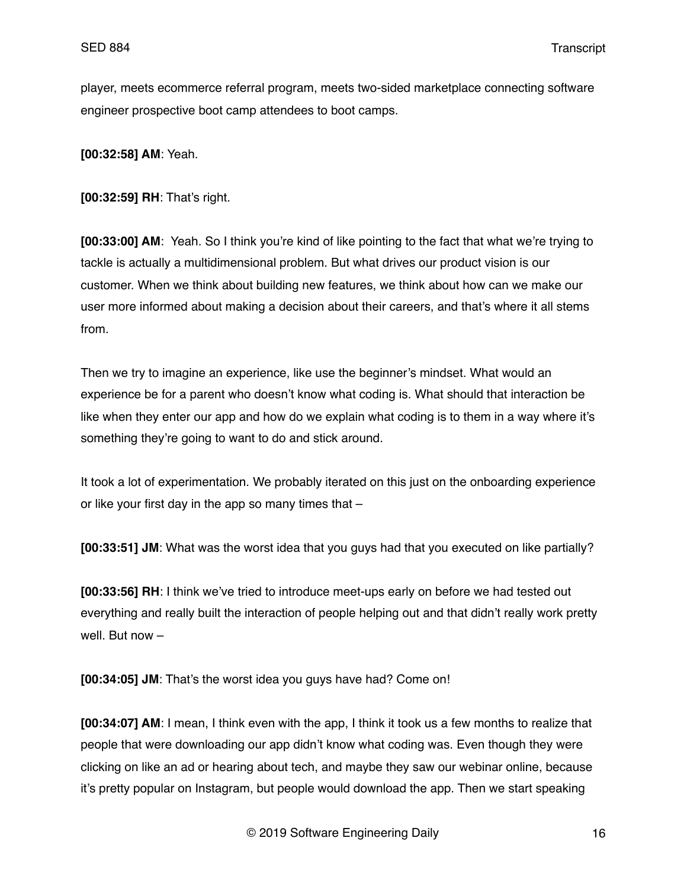player, meets ecommerce referral program, meets two-sided marketplace connecting software engineer prospective boot camp attendees to boot camps.

**[00:32:58] AM**: Yeah.

**[00:32:59] RH**: That's right.

**[00:33:00] AM**: Yeah. So I think you're kind of like pointing to the fact that what we're trying to tackle is actually a multidimensional problem. But what drives our product vision is our customer. When we think about building new features, we think about how can we make our user more informed about making a decision about their careers, and that's where it all stems from.

Then we try to imagine an experience, like use the beginner's mindset. What would an experience be for a parent who doesn't know what coding is. What should that interaction be like when they enter our app and how do we explain what coding is to them in a way where it's something they're going to want to do and stick around.

It took a lot of experimentation. We probably iterated on this just on the onboarding experience or like your first day in the app so many times that –

**[00:33:51] JM**: What was the worst idea that you guys had that you executed on like partially?

**[00:33:56] RH**: I think we've tried to introduce meet-ups early on before we had tested out everything and really built the interaction of people helping out and that didn't really work pretty well. But now –

**[00:34:05] JM**: That's the worst idea you guys have had? Come on!

**[00:34:07] AM**: I mean, I think even with the app, I think it took us a few months to realize that people that were downloading our app didn't know what coding was. Even though they were clicking on like an ad or hearing about tech, and maybe they saw our webinar online, because it's pretty popular on Instagram, but people would download the app. Then we start speaking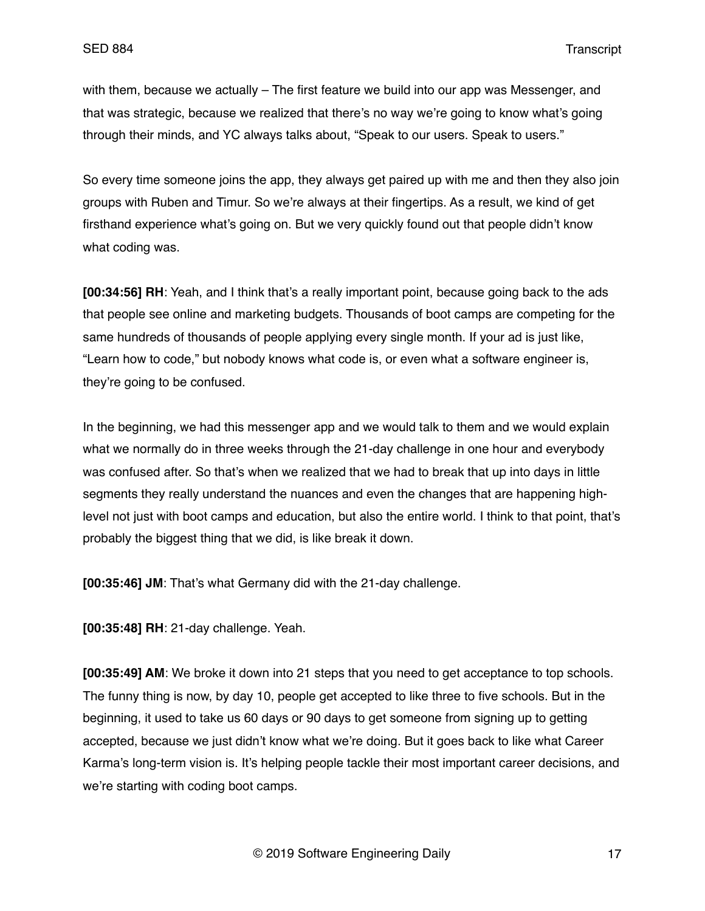with them, because we actually – The first feature we build into our app was Messenger, and that was strategic, because we realized that there's no way we're going to know what's going through their minds, and YC always talks about, "Speak to our users. Speak to users."

So every time someone joins the app, they always get paired up with me and then they also join groups with Ruben and Timur. So we're always at their fingertips. As a result, we kind of get firsthand experience what's going on. But we very quickly found out that people didn't know what coding was.

**[00:34:56] RH**: Yeah, and I think that's a really important point, because going back to the ads that people see online and marketing budgets. Thousands of boot camps are competing for the same hundreds of thousands of people applying every single month. If your ad is just like, "Learn how to code," but nobody knows what code is, or even what a software engineer is, they're going to be confused.

In the beginning, we had this messenger app and we would talk to them and we would explain what we normally do in three weeks through the 21-day challenge in one hour and everybody was confused after. So that's when we realized that we had to break that up into days in little segments they really understand the nuances and even the changes that are happening high-level not just with boot camps and education, but also the entire world. I think to that point, that's probably the biggest thing that we did, is like break it down.

**[00:35:46] JM**: That's what Germany did with the 21-day challenge.

**[00:35:48] RH**: 21-day challenge. Yeah.

**[00:35:49] AM**: We broke it down into 21 steps that you need to get acceptance to top schools. The funny thing is now, by day 10, people get accepted to like three to five schools. But in the beginning, it used to take us 60 days or 90 days to get someone from signing up to getting accepted, because we just didn't know what we're doing. But it goes back to like what Career Karma's long-term vision is. It's helping people tackle their most important career decisions, and we're starting with coding boot camps.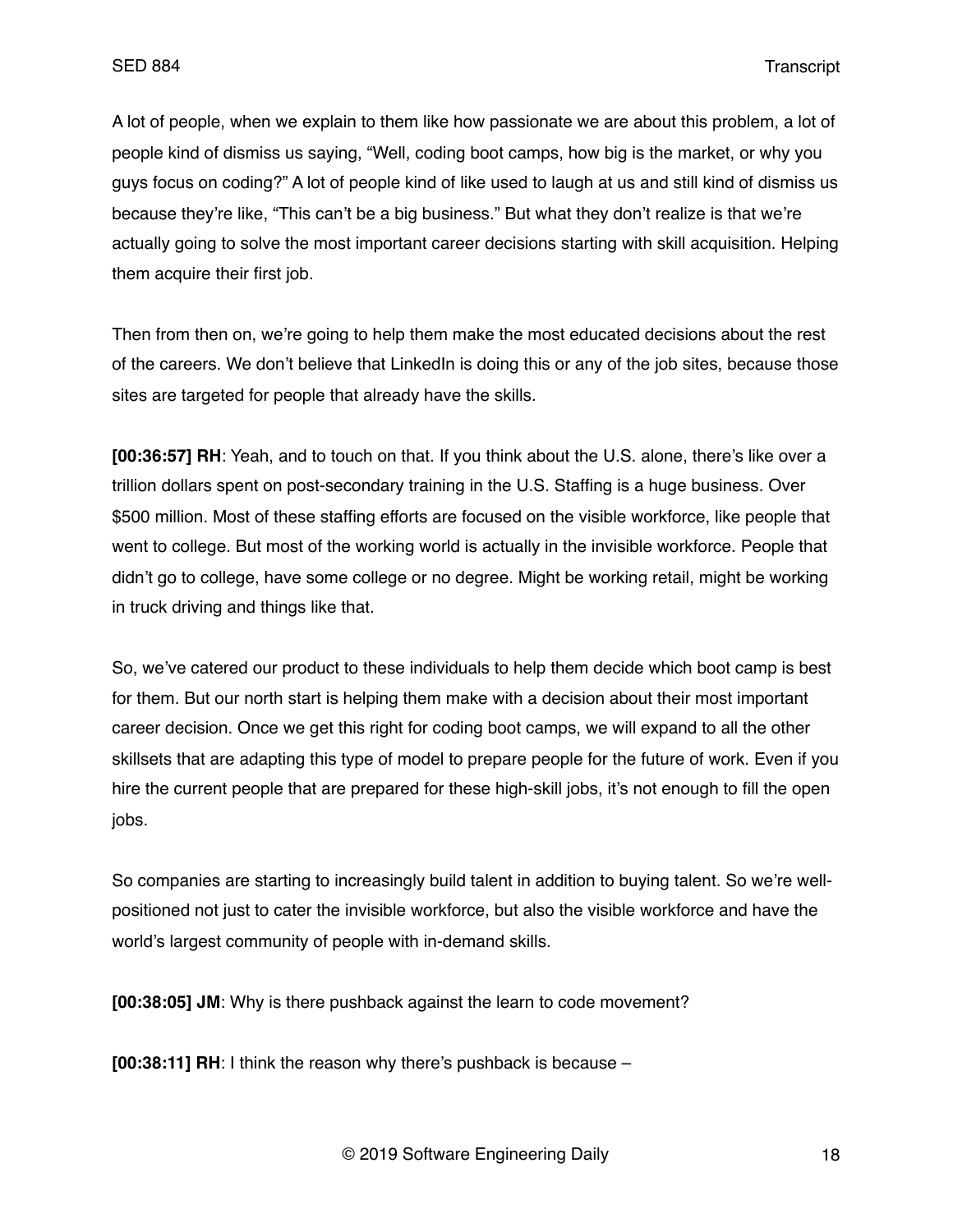A lot of people, when we explain to them like how passionate we are about this problem, a lot of people kind of dismiss us saying, "Well, coding boot camps, how big is the market, or why you guys focus on coding?" A lot of people kind of like used to laugh at us and still kind of dismiss us because they're like, "This can't be a big business." But what they don't realize is that we're actually going to solve the most important career decisions starting with skill acquisition. Helping them acquire their first job.

Then from then on, we're going to help them make the most educated decisions about the rest of the careers. We don't believe that LinkedIn is doing this or any of the job sites, because those sites are targeted for people that already have the skills.

**[00:36:57] RH**: Yeah, and to touch on that. If you think about the U.S. alone, there's like over a trillion dollars spent on post-secondary training in the U.S. Staffing is a huge business. Over $500 million. Most of these staffing efforts are focused on the visible workforce, like people that went to college. But most of the working world is actually in the invisible workforce. People that didn't go to college, have some college or no degree. Might be working retail, might be working in truck driving and things like that.

So, we've catered our product to these individuals to help them decide which boot camp is best for them. But our north start is helping them make with a decision about their most important career decision. Once we get this right for coding boot camps, we will expand to all the other skillsets that are adapting this type of model to prepare people for the future of work. Even if you hire the current people that are prepared for these high-skill jobs, it's not enough to fill the open jobs.

So companies are starting to increasingly build talent in addition to buying talent. So we're well-positioned not just to cater the invisible workforce, but also the visible workforce and have the world's largest community of people with in-demand skills.

**[00:38:05] JM**: Why is there pushback against the learn to code movement?

**[00:38:11] RH**: I think the reason why there's pushback is because –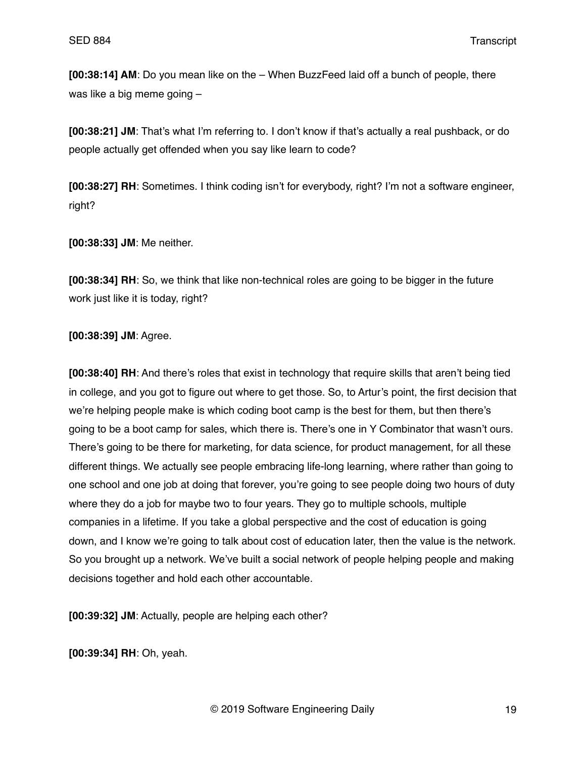**[00:38:14] AM**: Do you mean like on the – When BuzzFeed laid off a bunch of people, there was like a big meme going –

**[00:38:21] JM**: That's what I'm referring to. I don't know if that's actually a real pushback, or do people actually get offended when you say like learn to code?

**[00:38:27] RH**: Sometimes. I think coding isn't for everybody, right? I'm not a software engineer, right?

**[00:38:33] JM**: Me neither.

**[00:38:34] RH**: So, we think that like non-technical roles are going to be bigger in the future work just like it is today, right?

**[00:38:39] JM**: Agree.

**[00:38:40] RH**: And there's roles that exist in technology that require skills that aren't being tied in college, and you got to figure out where to get those. So, to Artur's point, the first decision that we're helping people make is which coding boot camp is the best for them, but then there's going to be a boot camp for sales, which there is. There's one in Y Combinator that wasn't ours. There's going to be there for marketing, for data science, for product management, for all these different things. We actually see people embracing life-long learning, where rather than going to one school and one job at doing that forever, you're going to see people doing two hours of duty where they do a job for maybe two to four years. They go to multiple schools, multiple companies in a lifetime. If you take a global perspective and the cost of education is going down, and I know we're going to talk about cost of education later, then the value is the network. So you brought up a network. We've built a social network of people helping people and making decisions together and hold each other accountable.

**[00:39:32] JM**: Actually, people are helping each other?

**[00:39:34] RH**: Oh, yeah.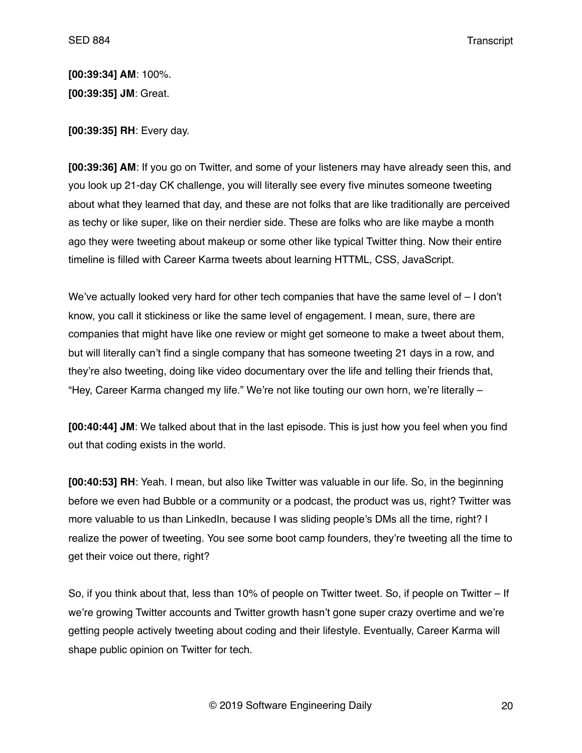**[00:39:34] AM**: 100%.

**[00:39:35] JM**: Great.

**[00:39:35] RH**: Every day.

**[00:39:36] AM**: If you go on Twitter, and some of your listeners may have already seen this, and you look up 21-day CK challenge, you will literally see every five minutes someone tweeting about what they learned that day, and these are not folks that are like traditionally are perceived as techy or like super, like on their nerdier side. These are folks who are like maybe a month ago they were tweeting about makeup or some other like typical Twitter thing. Now their entire timeline is filled with Career Karma tweets about learning HTTML, CSS, JavaScript.

We've actually looked very hard for other tech companies that have the same level of – I don't know, you call it stickiness or like the same level of engagement. I mean, sure, there are companies that might have like one review or might get someone to make a tweet about them, but will literally can't find a single company that has someone tweeting 21 days in a row, and they're also tweeting, doing like video documentary over the life and telling their friends that, "Hey, Career Karma changed my life." We're not like touting our own horn, we're literally –

**[00:40:44] JM**: We talked about that in the last episode. This is just how you feel when you find out that coding exists in the world.

**[00:40:53] RH**: Yeah. I mean, but also like Twitter was valuable in our life. So, in the beginning before we even had Bubble or a community or a podcast, the product was us, right? Twitter was more valuable to us than LinkedIn, because I was sliding people's DMs all the time, right? I realize the power of tweeting. You see some boot camp founders, they're tweeting all the time to get their voice out there, right?

So, if you think about that, less than 10% of people on Twitter tweet. So, if people on Twitter – If we're growing Twitter accounts and Twitter growth hasn't gone super crazy overtime and we're getting people actively tweeting about coding and their lifestyle. Eventually, Career Karma will shape public opinion on Twitter for tech.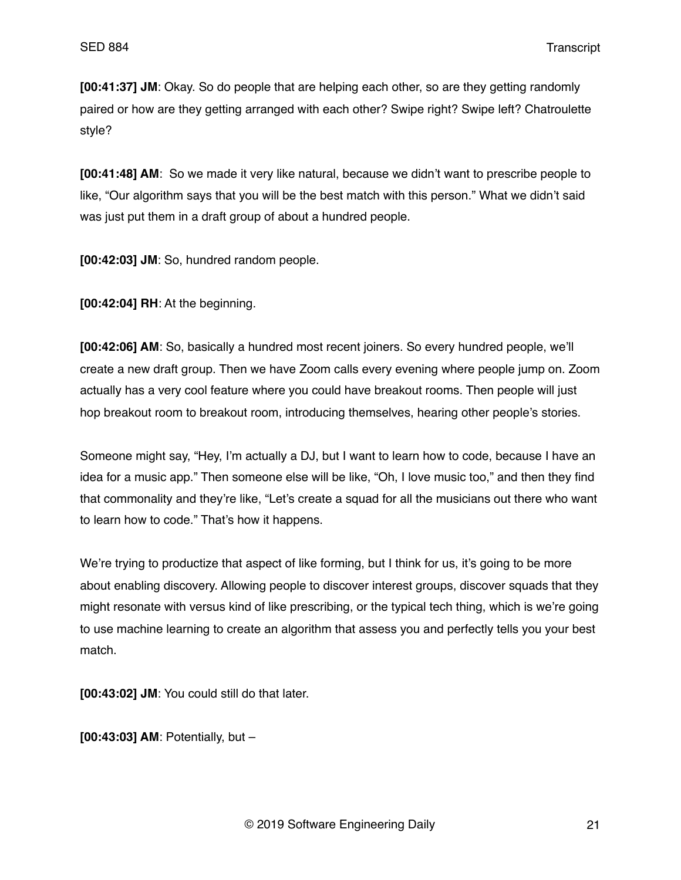**[00:41:37] JM**: Okay. So do people that are helping each other, so are they getting randomly paired or how are they getting arranged with each other? Swipe right? Swipe left? Chatroulette style?

**[00:41:48] AM**: So we made it very like natural, because we didn't want to prescribe people to like, "Our algorithm says that you will be the best match with this person." What we didn't said was just put them in a draft group of about a hundred people.

**[00:42:03] JM**: So, hundred random people.

**[00:42:04] RH**: At the beginning.

**[00:42:06] AM**: So, basically a hundred most recent joiners. So every hundred people, we'll create a new draft group. Then we have Zoom calls every evening where people jump on. Zoom actually has a very cool feature where you could have breakout rooms. Then people will just hop breakout room to breakout room, introducing themselves, hearing other people's stories.

Someone might say, "Hey, I'm actually a DJ, but I want to learn how to code, because I have an idea for a music app." Then someone else will be like, "Oh, I love music too," and then they find that commonality and they're like, "Let's create a squad for all the musicians out there who want to learn how to code." That's how it happens.

We're trying to productize that aspect of like forming, but I think for us, it's going to be more about enabling discovery. Allowing people to discover interest groups, discover squads that they might resonate with versus kind of like prescribing, or the typical tech thing, which is we're going to use machine learning to create an algorithm that assess you and perfectly tells you your best match.

**[00:43:02] JM**: You could still do that later.

**[00:43:03] AM**: Potentially, but –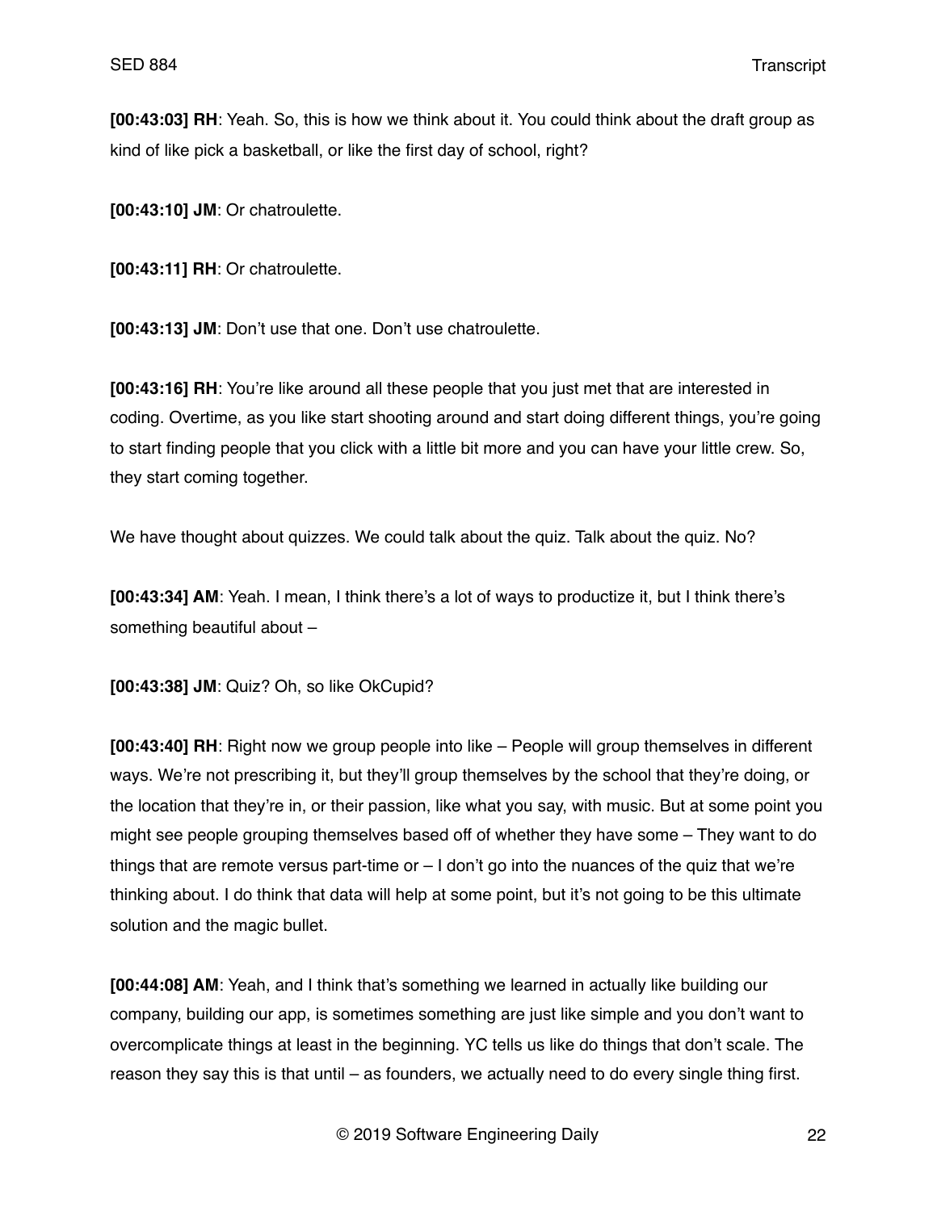**[00:43:03] RH**: Yeah. So, this is how we think about it. You could think about the draft group as kind of like pick a basketball, or like the first day of school, right?

**[00:43:10] JM**: Or chatroulette.

**[00:43:11] RH**: Or chatroulette.

**[00:43:13] JM**: Don't use that one. Don't use chatroulette.

**[00:43:16] RH**: You're like around all these people that you just met that are interested in coding. Overtime, as you like start shooting around and start doing different things, you're going to start finding people that you click with a little bit more and you can have your little crew. So, they start coming together.

We have thought about quizzes. We could talk about the quiz. Talk about the quiz. No?

**[00:43:34] AM**: Yeah. I mean, I think there's a lot of ways to productize it, but I think there's something beautiful about –

**[00:43:38] JM**: Quiz? Oh, so like OkCupid?

**[00:43:40] RH**: Right now we group people into like – People will group themselves in different ways. We're not prescribing it, but they'll group themselves by the school that they're doing, or the location that they're in, or their passion, like what you say, with music. But at some point you might see people grouping themselves based off of whether they have some – They want to do things that are remote versus part-time or – I don't go into the nuances of the quiz that we're thinking about. I do think that data will help at some point, but it's not going to be this ultimate solution and the magic bullet.

**[00:44:08] AM**: Yeah, and I think that's something we learned in actually like building our company, building our app, is sometimes something are just like simple and you don't want to overcomplicate things at least in the beginning. YC tells us like do things that don't scale. The reason they say this is that until – as founders, we actually need to do every single thing first.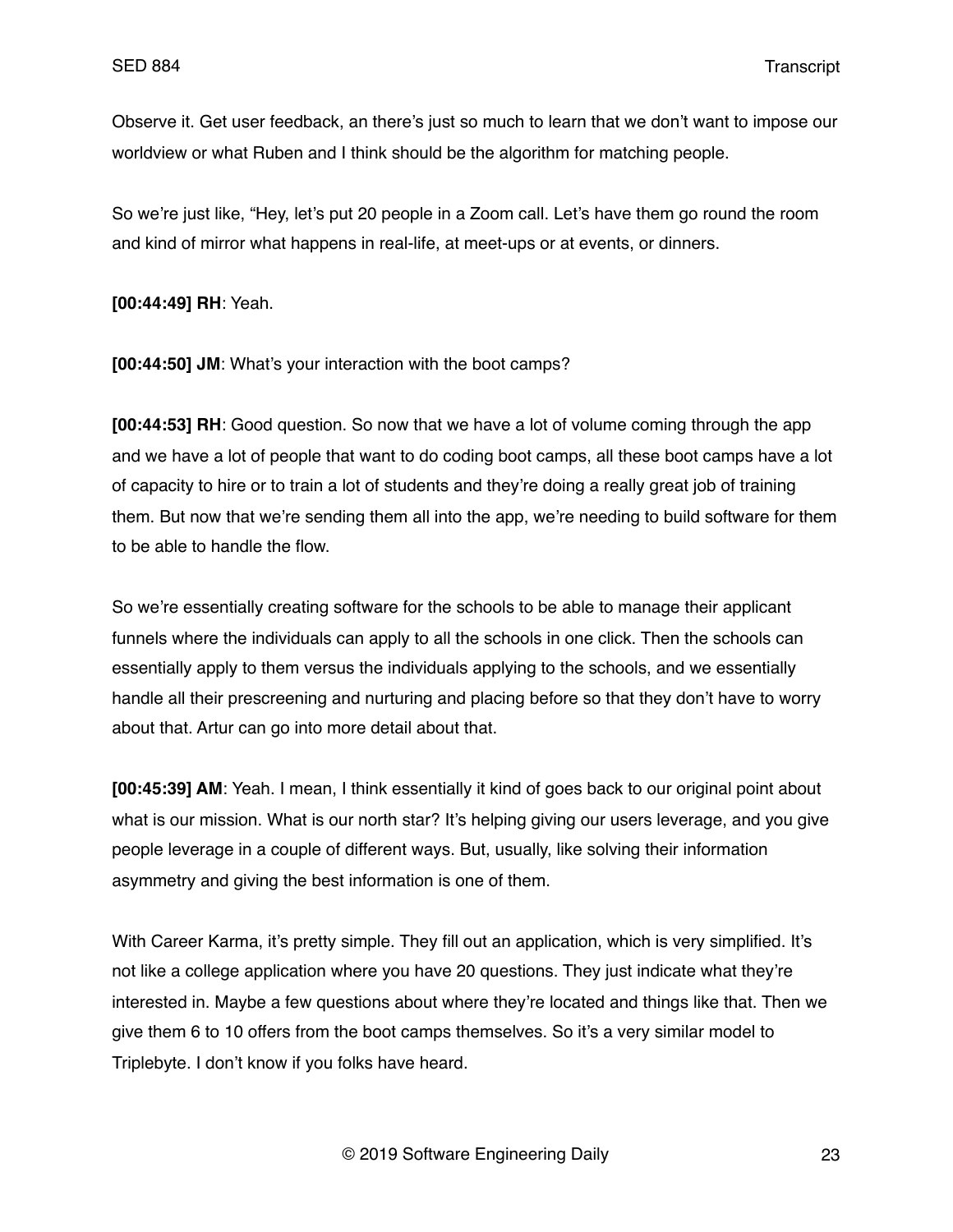Observe it. Get user feedback, an there's just so much to learn that we don't want to impose our worldview or what Ruben and I think should be the algorithm for matching people.

So we're just like, "Hey, let's put 20 people in a Zoom call. Let's have them go round the room and kind of mirror what happens in real-life, at meet-ups or at events, or dinners.

**[00:44:49] RH**: Yeah.

**[00:44:50] JM**: What's your interaction with the boot camps?

**[00:44:53] RH**: Good question. So now that we have a lot of volume coming through the app and we have a lot of people that want to do coding boot camps, all these boot camps have a lot of capacity to hire or to train a lot of students and they're doing a really great job of training them. But now that we're sending them all into the app, we're needing to build software for them to be able to handle the flow.

So we're essentially creating software for the schools to be able to manage their applicant funnels where the individuals can apply to all the schools in one click. Then the schools can essentially apply to them versus the individuals applying to the schools, and we essentially handle all their prescreening and nurturing and placing before so that they don't have to worry about that. Artur can go into more detail about that.

**[00:45:39] AM**: Yeah. I mean, I think essentially it kind of goes back to our original point about what is our mission. What is our north star? It's helping giving our users leverage, and you give people leverage in a couple of different ways. But, usually, like solving their information asymmetry and giving the best information is one of them.

With Career Karma, it's pretty simple. They fill out an application, which is very simplified. It's not like a college application where you have 20 questions. They just indicate what they're interested in. Maybe a few questions about where they're located and things like that. Then we give them 6 to 10 offers from the boot camps themselves. So it's a very similar model to Triplebyte. I don't know if you folks have heard.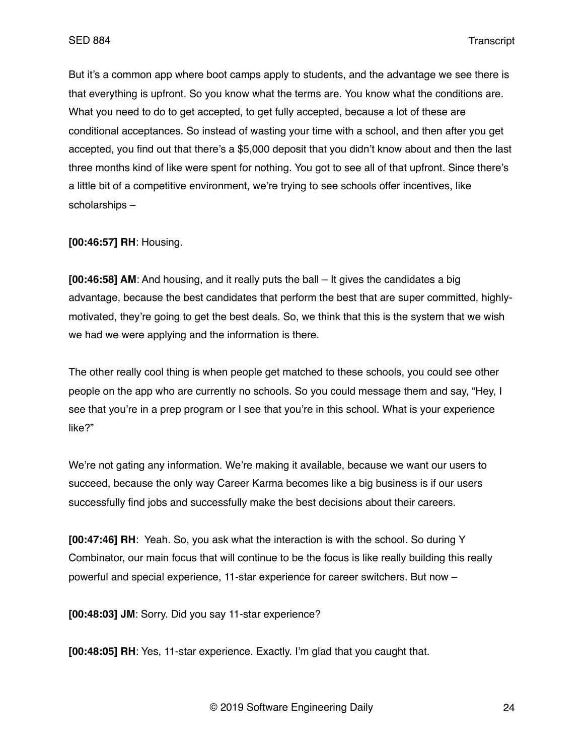But it's a common app where boot camps apply to students, and the advantage we see there is that everything is upfront. So you know what the terms are. You know what the conditions are. What you need to do to get accepted, to get fully accepted, because a lot of these are conditional acceptances. So instead of wasting your time with a school, and then after you get accepted, you find out that there's a $5,000 deposit that you didn't know about and then the last three months kind of like were spent for nothing. You got to see all of that upfront. Since there's a little bit of a competitive environment, we're trying to see schools offer incentives, like scholarships –

**[00:46:57] RH**: Housing.

**[00:46:58] AM**: And housing, and it really puts the ball – It gives the candidates a big advantage, because the best candidates that perform the best that are super committed, highly-motivated, they're going to get the best deals. So, we think that this is the system that we wish we had we were applying and the information is there.

The other really cool thing is when people get matched to these schools, you could see other people on the app who are currently no schools. So you could message them and say, "Hey, I see that you're in a prep program or I see that you're in this school. What is your experience like?"

We're not gating any information. We're making it available, because we want our users to succeed, because the only way Career Karma becomes like a big business is if our users successfully find jobs and successfully make the best decisions about their careers.

**[00:47:46] RH**: Yeah. So, you ask what the interaction is with the school. So during Y Combinator, our main focus that will continue to be the focus is like really building this really powerful and special experience, 11-star experience for career switchers. But now –

**[00:48:03] JM**: Sorry. Did you say 11-star experience?

**[00:48:05] RH**: Yes, 11-star experience. Exactly. I'm glad that you caught that.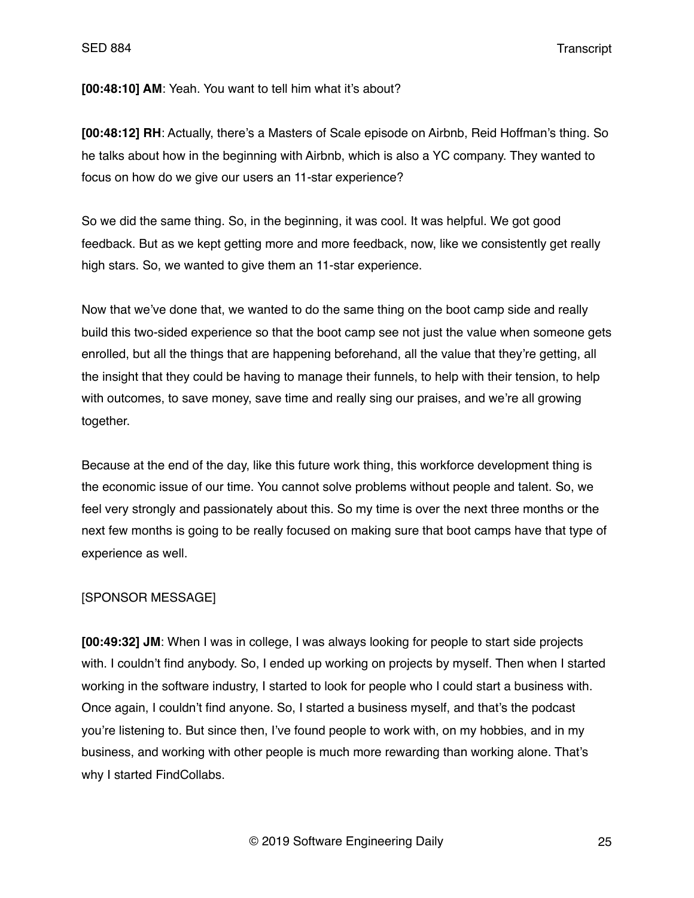**[00:48:10] AM**: Yeah. You want to tell him what it's about?

**[00:48:12] RH**: Actually, there's a Masters of Scale episode on Airbnb, Reid Hoffman's thing. So he talks about how in the beginning with Airbnb, which is also a YC company. They wanted to focus on how do we give our users an 11-star experience?

So we did the same thing. So, in the beginning, it was cool. It was helpful. We got good feedback. But as we kept getting more and more feedback, now, like we consistently get really high stars. So, we wanted to give them an 11-star experience.

Now that we've done that, we wanted to do the same thing on the boot camp side and really build this two-sided experience so that the boot camp see not just the value when someone gets enrolled, but all the things that are happening beforehand, all the value that they're getting, all the insight that they could be having to manage their funnels, to help with their tension, to help with outcomes, to save money, save time and really sing our praises, and we're all growing together.

Because at the end of the day, like this future work thing, this workforce development thing is the economic issue of our time. You cannot solve problems without people and talent. So, we feel very strongly and passionately about this. So my time is over the next three months or the next few months is going to be really focused on making sure that boot camps have that type of experience as well.

[SPONSOR MESSAGE]

**[00:49:32] JM**: When I was in college, I was always looking for people to start side projects with. I couldn't find anybody. So, I ended up working on projects by myself. Then when I started working in the software industry, I started to look for people who I could start a business with. Once again, I couldn't find anyone. So, I started a business myself, and that's the podcast you're listening to. But since then, I've found people to work with, on my hobbies, and in my business, and working with other people is much more rewarding than working alone. That's why I started FindCollabs.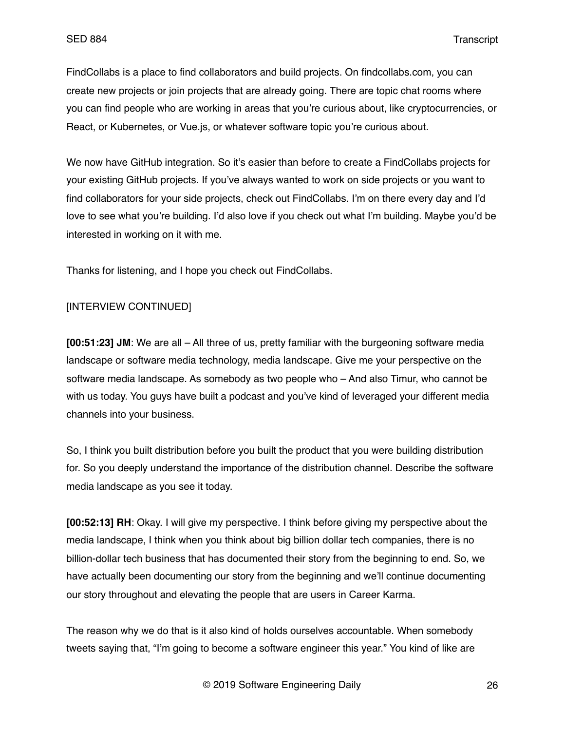FindCollabs is a place to find collaborators and build projects. On findcollabs.com, you can create new projects or join projects that are already going. There are topic chat rooms where you can find people who are working in areas that you're curious about, like cryptocurrencies, or React, or Kubernetes, or Vue.js, or whatever software topic you're curious about.

We now have GitHub integration. So it's easier than before to create a FindCollabs projects for your existing GitHub projects. If you've always wanted to work on side projects or you want to find collaborators for your side projects, check out FindCollabs. I'm on there every day and I'd love to see what you're building. I'd also love if you check out what I'm building. Maybe you'd be interested in working on it with me.

Thanks for listening, and I hope you check out FindCollabs.

[INTERVIEW CONTINUED]

**[00:51:23] JM**: We are all – All three of us, pretty familiar with the burgeoning software media landscape or software media technology, media landscape. Give me your perspective on the software media landscape. As somebody as two people who – And also Timur, who cannot be with us today. You guys have built a podcast and you've kind of leveraged your different media channels into your business.

So, I think you built distribution before you built the product that you were building distribution for. So you deeply understand the importance of the distribution channel. Describe the software media landscape as you see it today.

**[00:52:13] RH**: Okay. I will give my perspective. I think before giving my perspective about the media landscape, I think when you think about big billion dollar tech companies, there is no billion-dollar tech business that has documented their story from the beginning to end. So, we have actually been documenting our story from the beginning and we'll continue documenting our story throughout and elevating the people that are users in Career Karma.

The reason why we do that is it also kind of holds ourselves accountable. When somebody tweets saying that, "I'm going to become a software engineer this year." You kind of like are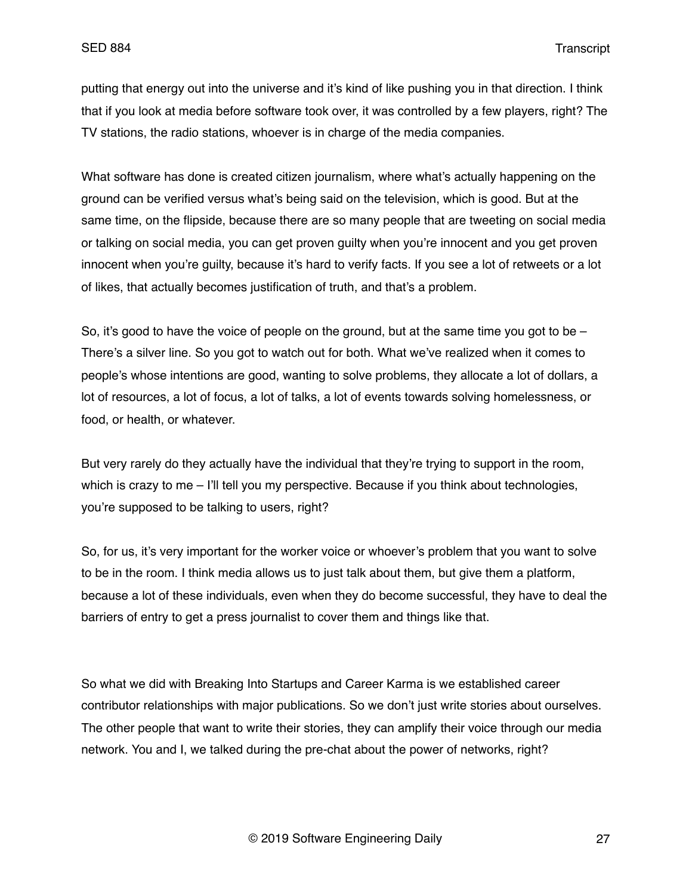putting that energy out into the universe and it's kind of like pushing you in that direction. I think that if you look at media before software took over, it was controlled by a few players, right? The TV stations, the radio stations, whoever is in charge of the media companies.

What software has done is created citizen journalism, where what's actually happening on the ground can be verified versus what's being said on the television, which is good. But at the same time, on the flipside, because there are so many people that are tweeting on social media or talking on social media, you can get proven guilty when you're innocent and you get proven innocent when you're guilty, because it's hard to verify facts. If you see a lot of retweets or a lot of likes, that actually becomes justification of truth, and that's a problem.

So, it's good to have the voice of people on the ground, but at the same time you got to be – There's a silver line. So you got to watch out for both. What we've realized when it comes to people's whose intentions are good, wanting to solve problems, they allocate a lot of dollars, a lot of resources, a lot of focus, a lot of talks, a lot of events towards solving homelessness, or food, or health, or whatever.

But very rarely do they actually have the individual that they're trying to support in the room, which is crazy to me – I'll tell you my perspective. Because if you think about technologies, you're supposed to be talking to users, right?

So, for us, it's very important for the worker voice or whoever's problem that you want to solve to be in the room. I think media allows us to just talk about them, but give them a platform, because a lot of these individuals, even when they do become successful, they have to deal the barriers of entry to get a press journalist to cover them and things like that.

So what we did with Breaking Into Startups and Career Karma is we established career contributor relationships with major publications. So we don't just write stories about ourselves. The other people that want to write their stories, they can amplify their voice through our media network. You and I, we talked during the pre-chat about the power of networks, right?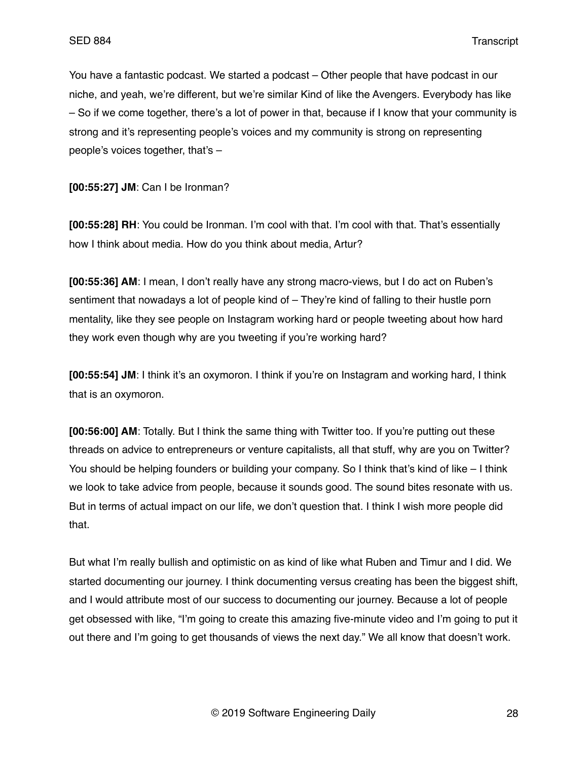You have a fantastic podcast. We started a podcast – Other people that have podcast in our niche, and yeah, we're different, but we're similar Kind of like the Avengers. Everybody has like – So if we come together, there's a lot of power in that, because if I know that your community is strong and it's representing people's voices and my community is strong on representing people's voices together, that's –

**[00:55:27] JM**: Can I be Ironman?

**[00:55:28] RH**: You could be Ironman. I'm cool with that. I'm cool with that. That's essentially how I think about media. How do you think about media, Artur?

**[00:55:36] AM**: I mean, I don't really have any strong macro-views, but I do act on Ruben's sentiment that nowadays a lot of people kind of – They're kind of falling to their hustle porn mentality, like they see people on Instagram working hard or people tweeting about how hard they work even though why are you tweeting if you're working hard?

**[00:55:54] JM**: I think it's an oxymoron. I think if you're on Instagram and working hard, I think that is an oxymoron.

**[00:56:00] AM**: Totally. But I think the same thing with Twitter too. If you're putting out these threads on advice to entrepreneurs or venture capitalists, all that stuff, why are you on Twitter? You should be helping founders or building your company. So I think that's kind of like – I think we look to take advice from people, because it sounds good. The sound bites resonate with us. But in terms of actual impact on our life, we don't question that. I think I wish more people did that.

But what I'm really bullish and optimistic on as kind of like what Ruben and Timur and I did. We started documenting our journey. I think documenting versus creating has been the biggest shift, and I would attribute most of our success to documenting our journey. Because a lot of people get obsessed with like, "I'm going to create this amazing five-minute video and I'm going to put it out there and I'm going to get thousands of views the next day." We all know that doesn't work.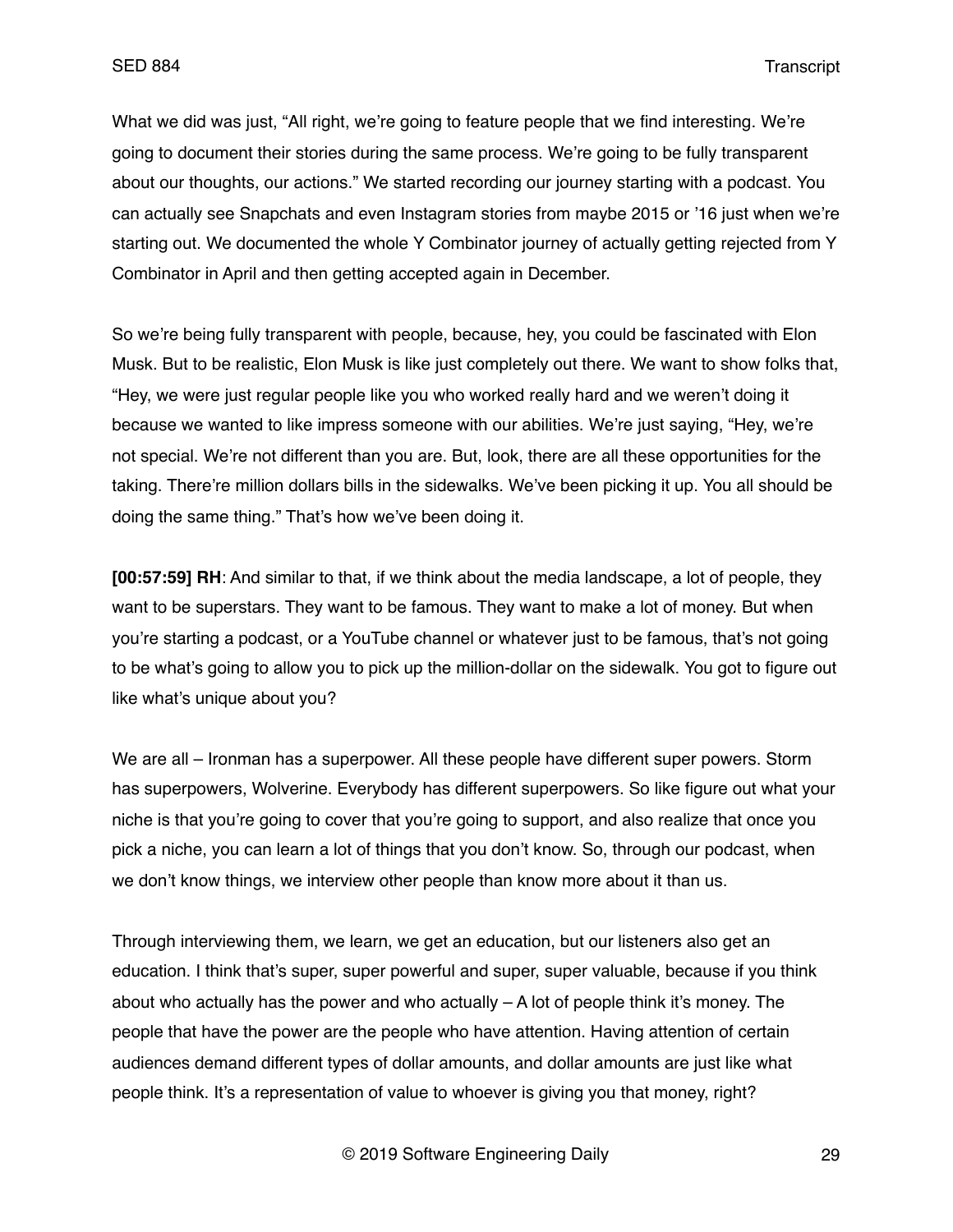What we did was just, "All right, we're going to feature people that we find interesting. We're going to document their stories during the same process. We're going to be fully transparent about our thoughts, our actions." We started recording our journey starting with a podcast. You can actually see Snapchats and even Instagram stories from maybe 2015 or '16 just when we're starting out. We documented the whole Y Combinator journey of actually getting rejected from Y Combinator in April and then getting accepted again in December.

So we're being fully transparent with people, because, hey, you could be fascinated with Elon Musk. But to be realistic, Elon Musk is like just completely out there. We want to show folks that, "Hey, we were just regular people like you who worked really hard and we weren't doing it because we wanted to like impress someone with our abilities. We're just saying, "Hey, we're not special. We're not different than you are. But, look, there are all these opportunities for the taking. There're million dollars bills in the sidewalks. We've been picking it up. You all should be doing the same thing." That's how we've been doing it.

**[00:57:59] RH**: And similar to that, if we think about the media landscape, a lot of people, they want to be superstars. They want to be famous. They want to make a lot of money. But when you're starting a podcast, or a YouTube channel or whatever just to be famous, that's not going to be what's going to allow you to pick up the million-dollar on the sidewalk. You got to figure out like what's unique about you?

We are all – Ironman has a superpower. All these people have different super powers. Storm has superpowers, Wolverine. Everybody has different superpowers. So like figure out what your niche is that you're going to cover that you're going to support, and also realize that once you pick a niche, you can learn a lot of things that you don't know. So, through our podcast, when we don't know things, we interview other people than know more about it than us.

Through interviewing them, we learn, we get an education, but our listeners also get an education. I think that's super, super powerful and super, super valuable, because if you think about who actually has the power and who actually – A lot of people think it's money. The people that have the power are the people who have attention. Having attention of certain audiences demand different types of dollar amounts, and dollar amounts are just like what people think. It's a representation of value to whoever is giving you that money, right?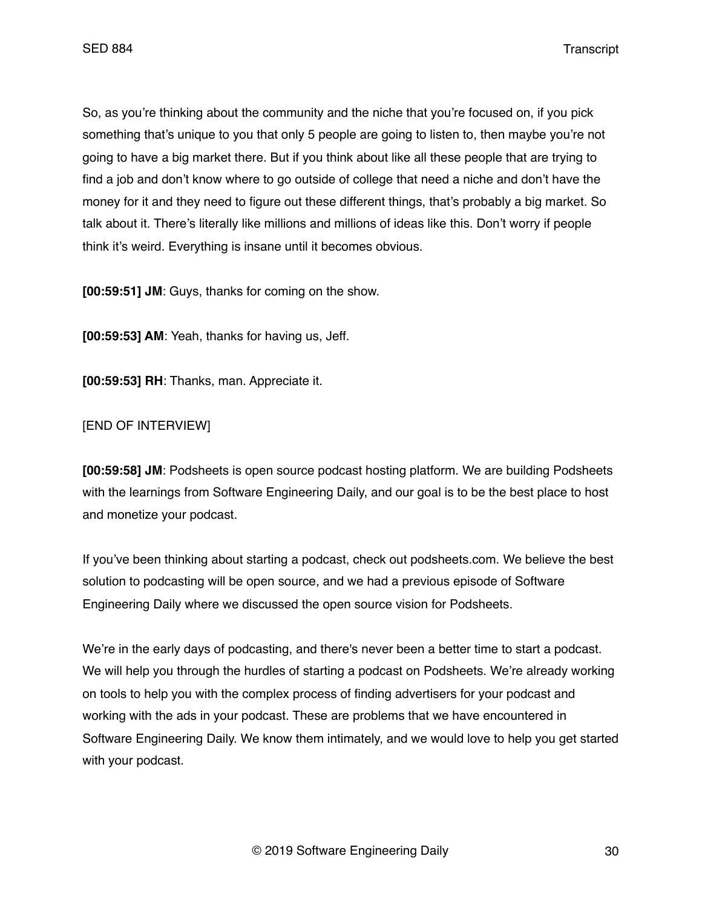So, as you're thinking about the community and the niche that you're focused on, if you pick something that's unique to you that only 5 people are going to listen to, then maybe you're not going to have a big market there. But if you think about like all these people that are trying to find a job and don't know where to go outside of college that need a niche and don't have the money for it and they need to figure out these different things, that's probably a big market. So talk about it. There's literally like millions and millions of ideas like this. Don't worry if people think it's weird. Everything is insane until it becomes obvious.

**[00:59:51] JM**: Guys, thanks for coming on the show.

**[00:59:53] AM**: Yeah, thanks for having us, Jeff.

**[00:59:53] RH**: Thanks, man. Appreciate it.

[END OF INTERVIEW]

**[00:59:58] JM**: Podsheets is open source podcast hosting platform. We are building Podsheets with the learnings from Software Engineering Daily, and our goal is to be the best place to host and monetize your podcast.

If you've been thinking about starting a podcast, check out podsheets.com. We believe the best solution to podcasting will be open source, and we had a previous episode of Software Engineering Daily where we discussed the open source vision for Podsheets.

We're in the early days of podcasting, and there's never been a better time to start a podcast. We will help you through the hurdles of starting a podcast on Podsheets. We're already working on tools to help you with the complex process of finding advertisers for your podcast and working with the ads in your podcast. These are problems that we have encountered in Software Engineering Daily. We know them intimately, and we would love to help you get started with your podcast.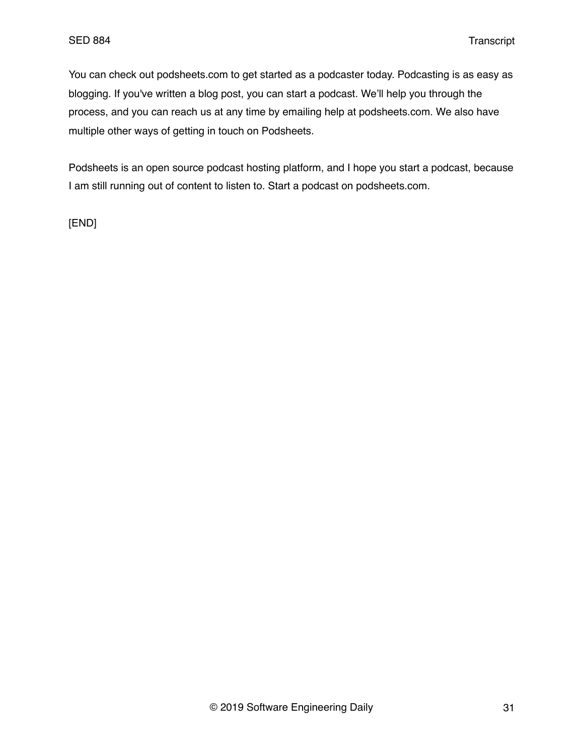You can check out podsheets.com to get started as a podcaster today. Podcasting is as easy as blogging. If you've written a blog post, you can start a podcast. We'll help you through the process, and you can reach us at any time by emailing help at podsheets.com. We also have multiple other ways of getting in touch on Podsheets.

Podsheets is an open source podcast hosting platform, and I hope you start a podcast, because I am still running out of content to listen to. Start a podcast on podsheets.com.

[END]